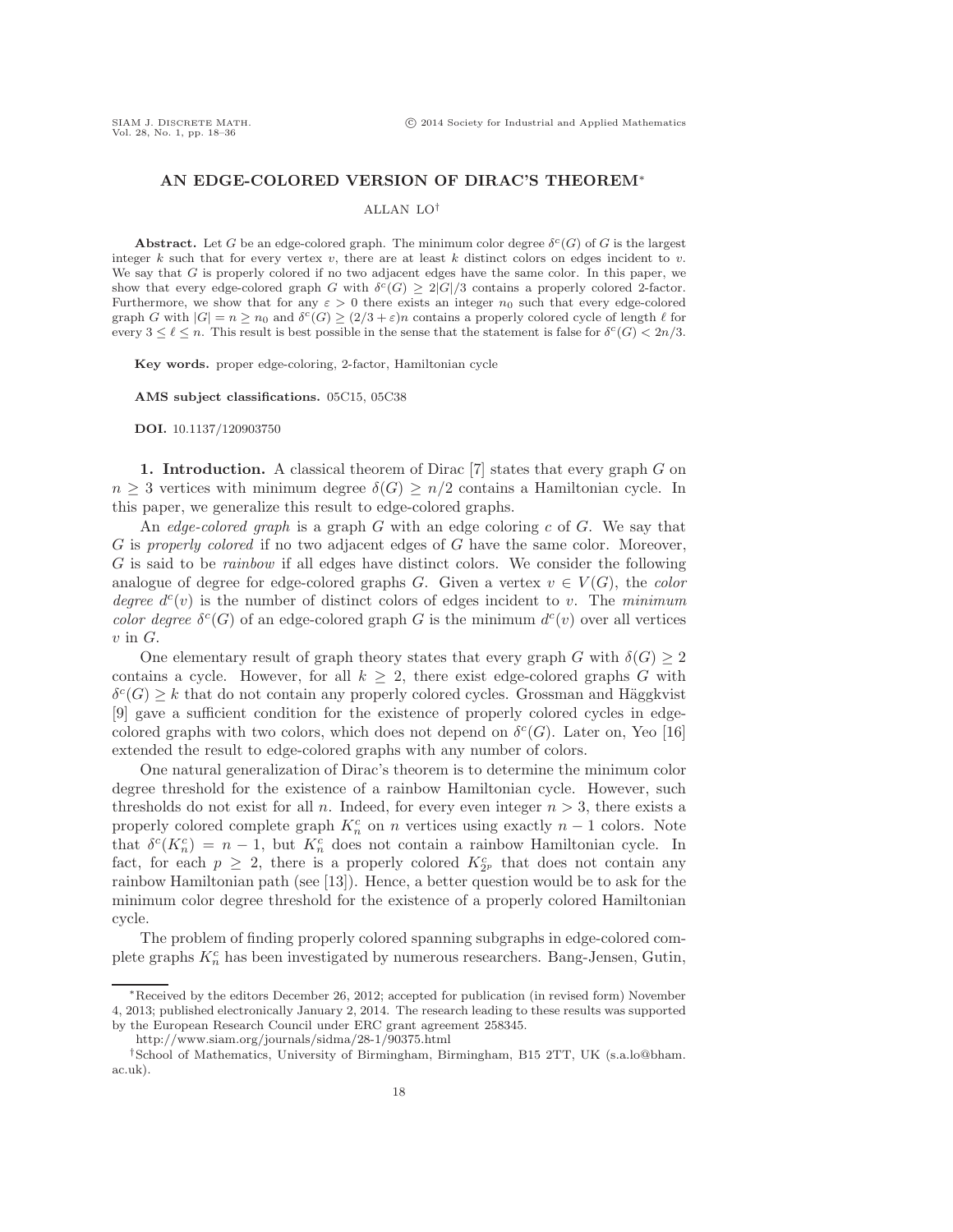# AN EDGE-COLORED VERSION OF DIRAC'S THEOREM*

ALLAN LO†

**Abstract.** Let $G$ be an edge-colored graph. The minimum color degree $\delta^c(G)$ of $G$ is the largest integer $k$ such that for every vertex $v$, there are at least $k$ distinct colors on edges incident to $v$. We say that $G$ is properly colored if no two adjacent edges have the same color. In this paper, we show that every edge-colored graph $G$ with $\delta^c(G) \geq 2|G|/3$ contains a properly colored 2-factor. Furthermore, we show that for any $\varepsilon > 0$ there exists an integer $n_0$ such that every edge-colored graph $G$ with $|G| = n \geq n_0$ and $\delta^c(G) \geq (2/3 + \varepsilon)n$ contains a properly colored cycle of length $\ell$ for every $3 \leq \ell \leq n$. This result is best possible in the sense that the statement is false for $\delta^c(G) < 2n/3$.

**Key words.** proper edge-coloring, 2-factor, Hamiltonian cycle

**AMS subject classifications.** 05C15, 05C38

**DOI.** 10.1137/120903750

## 1. Introduction.

A classical theorem of Dirac [7] states that every graph $G$ on $n \geq 3$ vertices with minimum degree $\delta(G) \geq n/2$ contains a Hamiltonian cycle. In this paper, we generalize this result to edge-colored graphs.

An *edge-colored graph* is a graph $G$ with an edge coloring $c$ of $G$. We say that $G$ is *properly colored* if no two adjacent edges of $G$ have the same color. Moreover, $G$ is said to be *rainbow* if all edges have distinct colors. We consider the following analogue of degree for edge-colored graphs $G$. Given a vertex $v \in V(G)$, the *color degree* $d^c(v)$ is the number of distinct colors of edges incident to $v$. The *minimum color degree* $\delta^c(G)$ of an edge-colored graph $G$ is the minimum $d^c(v)$ over all vertices $v$ in $G$.

One elementary result of graph theory states that every graph $G$ with $\delta(G) \geq 2$ contains a cycle. However, for all $k \geq 2$, there exist edge-colored graphs $G$ with $\delta^c(G) \geq k$ that do not contain any properly colored cycles. Grossman and Häggkvist [9] gave a sufficient condition for the existence of properly colored cycles in edge-colored graphs with two colors, which does not depend on $\delta^c(G)$. Later on, Yeo [16] extended the result to edge-colored graphs with any number of colors.

One natural generalization of Dirac's theorem is to determine the minimum color degree threshold for the existence of a rainbow Hamiltonian cycle. However, such thresholds do not exist for all $n$. Indeed, for every even integer $n > 3$, there exists a properly colored complete graph $K_n^c$ on $n$ vertices using exactly $n - 1$ colors. Note that $\delta^c(K_n^c) = n - 1$, but $K_n^c$ does not contain a rainbow Hamiltonian cycle. In fact, for each $p \geq 2$, there is a properly colored $K_{2^p}^c$ that does not contain any rainbow Hamiltonian path (see [13]). Hence, a better question would be to ask for the minimum color degree threshold for the existence of a properly colored Hamiltonian cycle.

The problem of finding properly colored spanning subgraphs in edge-colored complete graphs $K_n^c$ has been investigated by numerous researchers. Bang-Jensen, Gutin,

---

*Received by the editors December 26, 2012; accepted for publication (in revised form) November 4, 2013; published electronically January 2, 2014. The research leading to these results was supported by the European Research Council under ERC grant agreement 258345.

http://www.siam.org/journals/sidma/28-1/90375.html

†School of Mathematics, University of Birmingham, Birmingham, B15 2TT, UK (s.a.lo@bham.ac.uk).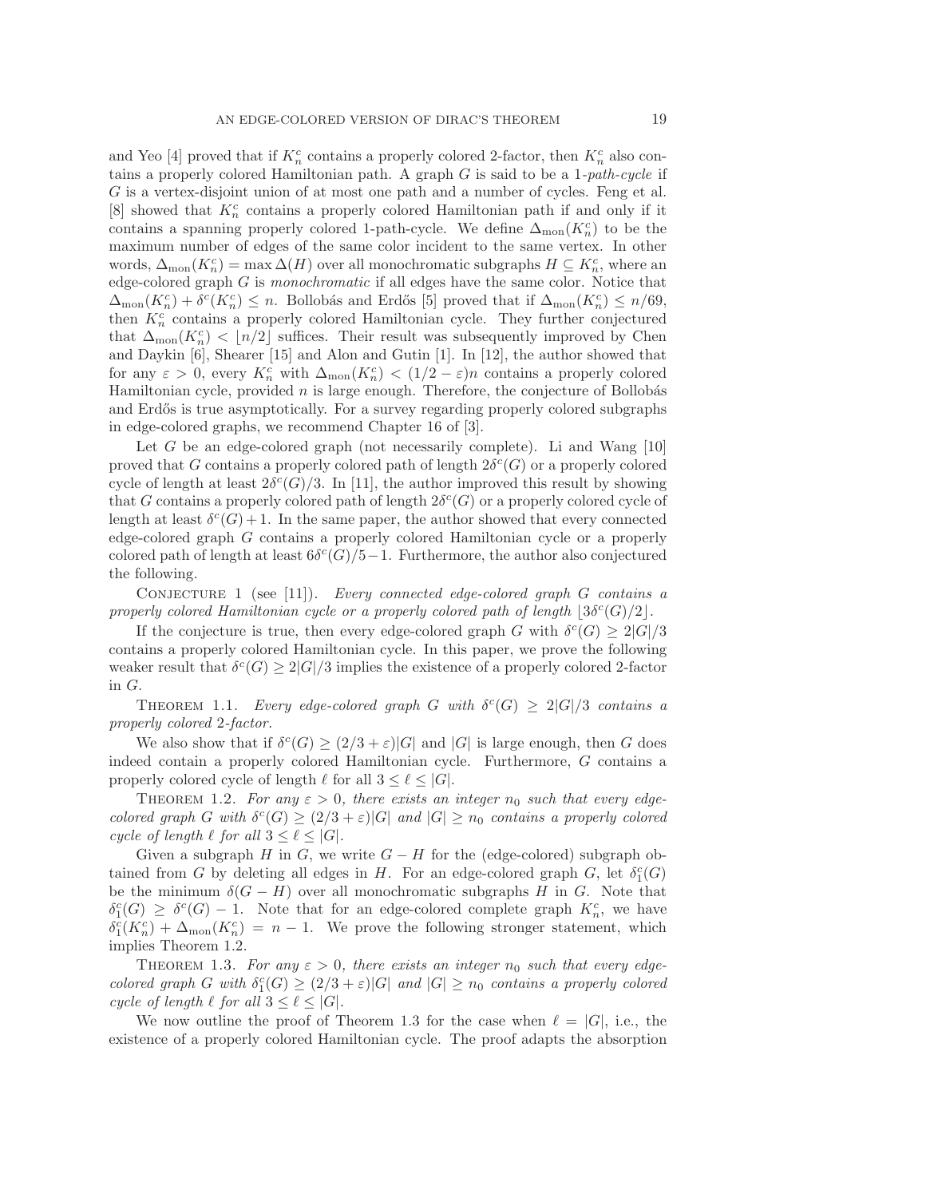and Yeo [4] proved that if $K_n^c$ contains a properly colored 2-factor, then $K_n^c$ also contains a properly colored Hamiltonian path. A graph $G$ is said to be a 1*-path-cycle* if $G$ is a vertex-disjoint union of at most one path and a number of cycles. Feng et al. [8] showed that $K_n^c$ contains a properly colored Hamiltonian path if and only if it contains a spanning properly colored 1-path-cycle. We define $\Delta_{\text{mon}}(K_n^c)$ to be the maximum number of edges of the same color incident to the same vertex. In other words, $\Delta_{\text{mon}}(K_n^c) = \max \Delta(H)$ over all monochromatic subgraphs $H \subseteq K_n^c$, where an edge-colored graph $G$ is *monochromatic* if all edges have the same color. Notice that $\Delta_{\text{mon}}(K_n^c) + \delta^c(K_n^c) \leq n$. Bollobás and Erdős [5] proved that if $\Delta_{\text{mon}}(K_n^c) \leq n/69$, then $K_n^c$ contains a properly colored Hamiltonian cycle. They further conjectured that $\Delta_{\text{mon}}(K_n^c) < \lfloor n/2 \rfloor$ suffices. Their result was subsequently improved by Chen and Daykin [6], Shearer [15] and Alon and Gutin [1]. In [12], the author showed that for any $\varepsilon > 0$, every $K_n^c$ with $\Delta_{\text{mon}}(K_n^c) < (1/2 - \varepsilon)n$ contains a properly colored Hamiltonian cycle, provided $n$ is large enough. Therefore, the conjecture of Bollobás and Erdős is true asymptotically. For a survey regarding properly colored subgraphs in edge-colored graphs, we recommend Chapter 16 of [3].

Let $G$ be an edge-colored graph (not necessarily complete). Li and Wang [10] proved that $G$ contains a properly colored path of length $2\delta^c(G)$ or a properly colored cycle of length at least $2\delta^c(G)/3$. In [11], the author improved this result by showing that $G$ contains a properly colored path of length $2\delta^c(G)$ or a properly colored cycle of length at least $\delta^c(G)+1$. In the same paper, the author showed that every connected edge-colored graph $G$ contains a properly colored Hamiltonian cycle or a properly colored path of length at least $6\delta^c(G)/5-1$. Furthermore, the author also conjectured the following.

Conjecture 1 (see [11]). *Every connected edge-colored graph $G$ contains a properly colored Hamiltonian cycle or a properly colored path of length $\lfloor 3\delta^c(G)/2 \rfloor$.*

If the conjecture is true, then every edge-colored graph $G$ with $\delta^c(G) \geq 2|G|/3$ contains a properly colored Hamiltonian cycle. In this paper, we prove the following weaker result that $\delta^c(G) \geq 2|G|/3$ implies the existence of a properly colored 2-factor in $G$.

Theorem 1.1. *Every edge-colored graph $G$ with $\delta^c(G) \geq 2|G|/3$ contains a properly colored 2-factor.*

We also show that if $\delta^c(G) \geq (2/3+\varepsilon)|G|$ and $|G|$ is large enough, then $G$ does indeed contain a properly colored Hamiltonian cycle. Furthermore, $G$ contains a properly colored cycle of length $\ell$ for all $3 \leq \ell \leq |G|$.

Theorem 1.2. *For any $\varepsilon > 0$, there exists an integer $n_0$ such that every edge-colored graph $G$ with $\delta^c(G) \geq (2/3+\varepsilon)|G|$ and $|G| \geq n_0$ contains a properly colored cycle of length $\ell$ for all $3 \leq \ell \leq |G|$.*

Given a subgraph $H$ in $G$, we write $G - H$ for the (edge-colored) subgraph obtained from $G$ by deleting all edges in $H$. For an edge-colored graph $G$, let $\delta_1^c(G)$ be the minimum $\delta(G-H)$ over all monochromatic subgraphs $H$ in $G$. Note that $\delta_1^c(G) \geq \delta^c(G) - 1$. Note that for an edge-colored complete graph $K_n^c$, we have $\delta_1^c(K_n^c) + \Delta_{\text{mon}}(K_n^c) = n-1$. We prove the following stronger statement, which implies Theorem 1.2.

Theorem 1.3. *For any $\varepsilon > 0$, there exists an integer $n_0$ such that every edge-colored graph $G$ with $\delta_1^c(G) \geq (2/3+\varepsilon)|G|$ and $|G| \geq n_0$ contains a properly colored cycle of length $\ell$ for all $3 \leq \ell \leq |G|$.*

We now outline the proof of Theorem 1.3 for the case when $\ell = |G|$, i.e., the existence of a properly colored Hamiltonian cycle. The proof adapts the absorption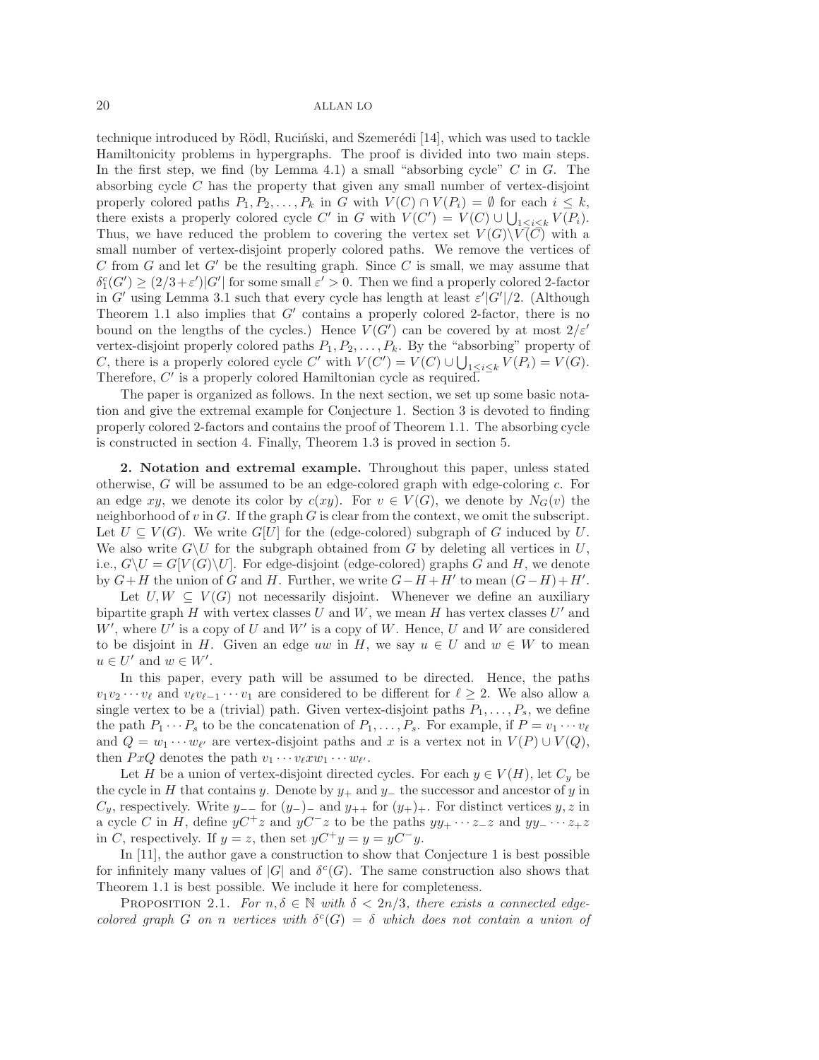technique introduced by Rödl, Ruciński, and Szemerédi [14], which was used to tackle Hamiltonicity problems in hypergraphs. The proof is divided into two main steps. In the first step, we find (by Lemma 4.1) a small "absorbing cycle" $C$ in $G$. The absorbing cycle $C$ has the property that given any small number of vertex-disjoint properly colored paths $P_1, P_2, \dots, P_k$ in $G$ with $V(C) \cap V(P_i) = \emptyset$ for each $i \leq k$, there exists a properly colored cycle $C'$ in $G$ with $V(C') = V(C) \cup \bigcup_{1 \leq i \leq k} V(P_i)$. Thus, we have reduced the problem to covering the vertex set $V(G) \backslash V(C)$ with a small number of vertex-disjoint properly colored paths. We remove the vertices of $C$ from $G$ and let $G'$ be the resulting graph. Since $C$ is small, we may assume that $\delta_1^c(G') \geq (2/3 + \varepsilon')|G'|$ for some small $\varepsilon' > 0$. Then we find a properly colored 2-factor in $G'$ using Lemma 3.1 such that every cycle has length at least $\varepsilon'|G'|/2$. (Although Theorem 1.1 also implies that $G'$ contains a properly colored 2-factor, there is no bound on the lengths of the cycles.) Hence $V(G')$ can be covered by at most $2/\varepsilon'$ vertex-disjoint properly colored paths $P_1, P_2, \dots, P_k$. By the "absorbing" property of $C$, there is a properly colored cycle $C'$ with $V(C') = V(C) \cup \bigcup_{1 \leq i \leq k} V(P_i) = V(G)$. Therefore, $C'$ is a properly colored Hamiltonian cycle as required.

The paper is organized as follows. In the next section, we set up some basic notation and give the extremal example for Conjecture 1. Section 3 is devoted to finding properly colored 2-factors and contains the proof of Theorem 1.1. The absorbing cycle is constructed in section 4. Finally, Theorem 1.3 is proved in section 5.

**2. Notation and extremal example.** Throughout this paper, unless stated otherwise, $G$ will be assumed to be an edge-colored graph with edge-coloring $c$. For an edge $xy$, we denote its color by $c(xy)$. For $v \in V(G)$, we denote by $N_G(v)$ the neighborhood of $v$ in $G$. If the graph $G$ is clear from the context, we omit the subscript. Let $U \subseteq V(G)$. We write $G[U]$ for the (edge-colored) subgraph of $G$ induced by $U$. We also write $G \backslash U$ for the subgraph obtained from $G$ by deleting all vertices in $U$, i.e., $G \backslash U = G[V(G) \backslash U]$. For edge-disjoint (edge-colored) graphs $G$ and $H$, we denote by $G + H$ the union of $G$ and $H$. Further, we write $G - H + H'$ to mean $(G - H) + H'$.

Let $U, W \subseteq V(G)$ not necessarily disjoint. Whenever we define an auxiliary bipartite graph $H$ with vertex classes $U$ and $W$, we mean $H$ has vertex classes $U'$ and $W'$, where $U'$ is a copy of $U$ and $W'$ is a copy of $W$. Hence, $U$ and $W$ are considered to be disjoint in $H$. Given an edge $uw$ in $H$, we say $u \in U$ and $w \in W$ to mean $u \in U'$ and $w \in W'$.

In this paper, every path will be assumed to be directed. Hence, the paths $v_1 v_2 \cdots v_\ell$ and $v_\ell v_{\ell-1} \cdots v_1$ are considered to be different for $\ell \geq 2$. We also allow a single vertex to be a (trivial) path. Given vertex-disjoint paths $P_1, \dots, P_s$, we define the path $P_1 \cdots P_s$ to be the concatenation of $P_1, \dots, P_s$. For example, if $P = v_1 \cdots v_\ell$ and $Q = w_1 \cdots w_{\ell'}$ are vertex-disjoint paths and $x$ is a vertex not in $V(P) \cup V(Q)$, then $PxQ$ denotes the path $v_1 \cdots v_\ell x w_1 \cdots w_{\ell'}$.

Let $H$ be a union of vertex-disjoint directed cycles. For each $y \in V(H)$, let $C_y$ be the cycle in $H$ that contains $y$. Denote by $y_+$ and $y_-$ the successor and ancestor of $y$ in $C_y$, respectively. Write $y_{--}$ for $(y_-)_-$ and $y_{++}$ for $(y_+)_+$. For distinct vertices $y, z$ in a cycle $C$ in $H$, define $yC^+z$ and $yC^-z$ to be the paths $yy_+ \cdots z_- z$ and $yy_- \cdots z_+ z$ in $C$, respectively. If $y = z$, then set $yC^+y = y = yC^-y$.

In [11], the author gave a construction to show that Conjecture 1 is best possible for infinitely many values of $|G|$ and $\delta^c(G)$. The same construction also shows that Theorem 1.1 is best possible. We include it here for completeness.

Proposition 2.1. *For $n, \delta \in \mathbb{N}$ with $\delta < 2n/3$, there exists a connected edge-colored graph $G$ on $n$ vertices with $\delta^c(G) = \delta$ which does not contain a union of*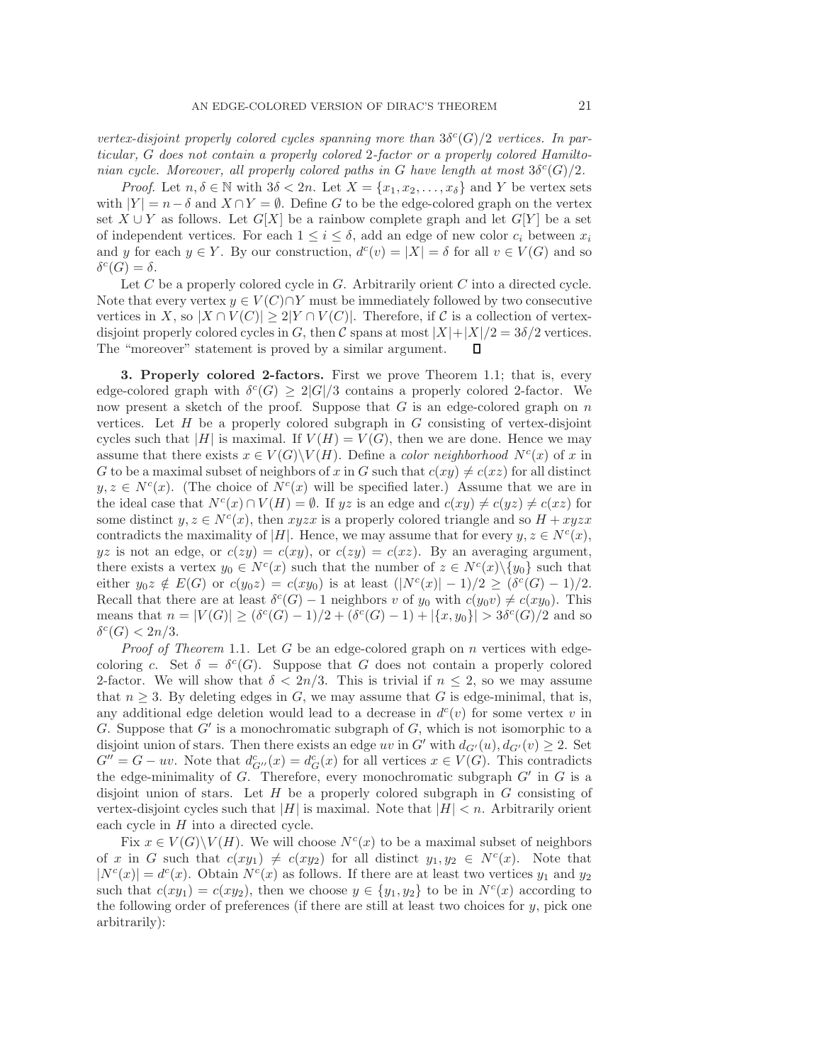*vertex-disjoint properly colored cycles spanning more than $3\delta^c(G)/2$ vertices. In particular, $G$ does not contain a properly colored 2-factor or a properly colored Hamiltonian cycle. Moreover, all properly colored paths in $G$ have length at most $3\delta^c(G)/2$.*

*Proof.* Let $n, \delta \in \mathbb{N}$ with $3\delta < 2n$. Let $X = \{x_1, x_2, \ldots, x_\delta\}$ and $Y$ be vertex sets with $|Y| = n - \delta$ and $X \cap Y = \emptyset$. Define $G$ to be the edge-colored graph on the vertex set $X \cup Y$ as follows. Let $G[X]$ be a rainbow complete graph and let $G[Y]$ be a set of independent vertices. For each $1 \leq i \leq \delta$, add an edge of new color $c_i$ between $x_i$ and $y$ for each $y \in Y$. By our construction, $d^c(v) = |X| = \delta$ for all $v \in V(G)$ and so $\delta^c(G) = \delta$.

Let $C$ be a properly colored cycle in $G$. Arbitrarily orient $C$ into a directed cycle. Note that every vertex $y \in V(C) \cap Y$ must be immediately followed by two consecutive vertices in $X$, so $|X \cap V(C)| \geq 2|Y \cap V(C)|$. Therefore, if $\mathcal{C}$ is a collection of vertex-disjoint properly colored cycles in $G$, then $\mathcal{C}$ spans at most $|X| + |X|/2 = 3\delta/2$ vertices. The "moreover" statement is proved by a similar argument. $\square$

**3. Properly colored 2-factors.** First we prove Theorem 1.1; that is, every edge-colored graph with $\delta^c(G) \geq 2|G|/3$ contains a properly colored 2-factor. We now present a sketch of the proof. Suppose that $G$ is an edge-colored graph on $n$ vertices. Let $H$ be a properly colored subgraph in $G$ consisting of vertex-disjoint cycles such that $|H|$ is maximal. If $V(H) = V(G)$, then we are done. Hence we may assume that there exists $x \in V(G) \backslash V(H)$. Define a *color neighborhood* $N^c(x)$ of $x$ in $G$ to be a maximal subset of neighbors of $x$ in $G$ such that $c(xy) \neq c(xz)$ for all distinct $y, z \in N^c(x)$. (The choice of $N^c(x)$ will be specified later.) Assume that we are in the ideal case that $N^c(x) \cap V(H) = \emptyset$. If $yz$ is an edge and $c(xy) \neq c(yz) \neq c(xz)$ for some distinct $y, z \in N^c(x)$, then $xyzx$ is a properly colored triangle and so $H + xyzx$ contradicts the maximality of $|H|$. Hence, we may assume that for every $y, z \in N^c(x)$, $yz$ is not an edge, or $c(zy) = c(xy)$, or $c(zy) = c(xz)$. By an averaging argument, there exists a vertex $y_0 \in N^c(x)$ such that the number of $z \in N^c(x) \backslash \{y_0\}$ such that either $y_0 z \notin E(G)$ or $c(y_0 z) = c(xy_0)$ is at least $(|N^c(x)| - 1)/2 \geq (\delta^c(G) - 1)/2$. Recall that there are at least $\delta^c(G) - 1$ neighbors $v$ of $y_0$ with $c(y_0 v) \neq c(xy_0)$. This means that $n = |V(G)| \geq (\delta^c(G) - 1)/2 + (\delta^c(G) - 1) + |\{x, y_0\}| > 3\delta^c(G)/2$ and so $\delta^c(G) < 2n/3$.

*Proof of Theorem* 1.1. Let $G$ be an edge-colored graph on $n$ vertices with edge-coloring $c$. Set $\delta = \delta^c(G)$. Suppose that $G$ does not contain a properly colored 2-factor. We will show that $\delta < 2n/3$. This is trivial if $n \leq 2$, so we may assume that $n \geq 3$. By deleting edges in $G$, we may assume that $G$ is edge-minimal, that is, any additional edge deletion would lead to a decrease in $d^c(v)$ for some vertex $v$ in $G$. Suppose that $G'$ is a monochromatic subgraph of $G$, which is not isomorphic to a disjoint union of stars. Then there exists an edge $uv$ in $G'$ with $d_{G'}(u), d_{G'}(v) \geq 2$. Set $G'' = G - uv$. Note that $d^c_{G''}(x) = d^c_G(x)$ for all vertices $x \in V(G)$. This contradicts the edge-minimality of $G$. Therefore, every monochromatic subgraph $G'$ in $G$ is a disjoint union of stars. Let $H$ be a properly colored subgraph in $G$ consisting of vertex-disjoint cycles such that $|H|$ is maximal. Note that $|H| < n$. Arbitrarily orient each cycle in $H$ into a directed cycle.

Fix $x \in V(G) \backslash V(H)$. We will choose $N^c(x)$ to be a maximal subset of neighbors of $x$ in $G$ such that $c(xy_1) \neq c(xy_2)$ for all distinct $y_1, y_2 \in N^c(x)$. Note that $|N^c(x)| = d^c(x)$. Obtain $N^c(x)$ as follows. If there are at least two vertices $y_1$ and $y_2$ such that $c(xy_1) = c(xy_2)$, then we choose $y \in \{y_1, y_2\}$ to be in $N^c(x)$ according to the following order of preferences (if there are still at least two choices for $y$, pick one arbitrarily):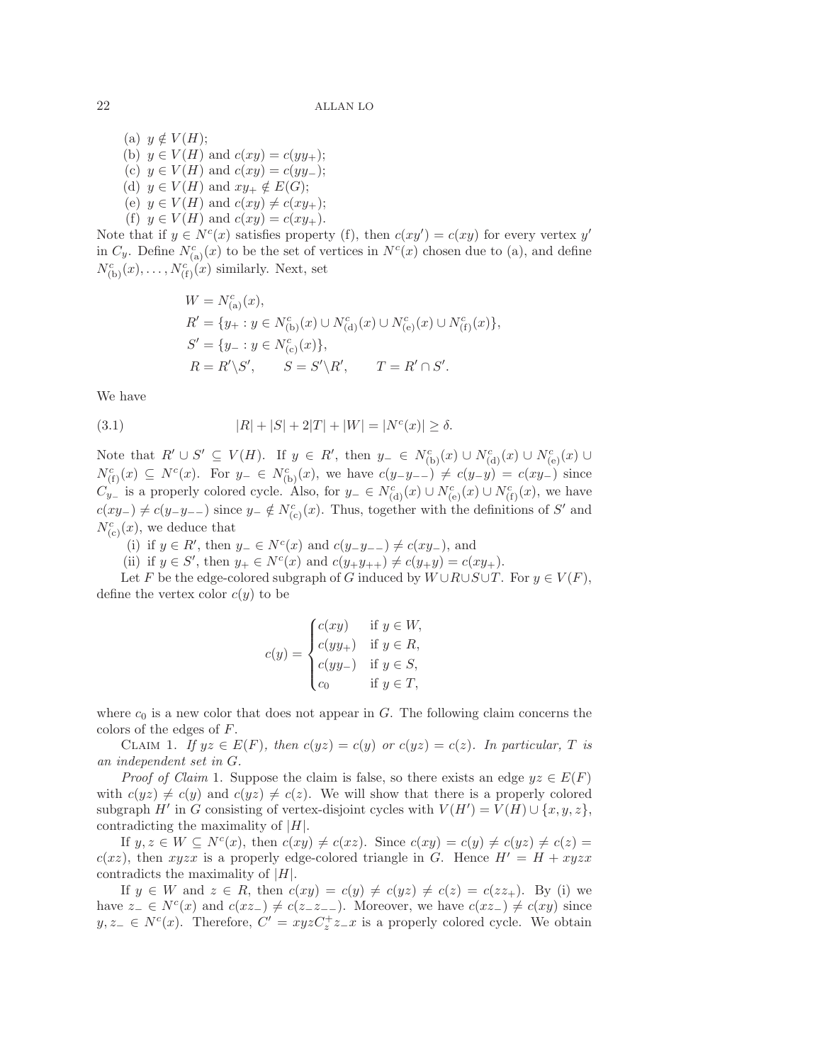(a) $y \notin V(H)$;
(b) $y \in V(H)$ and $c(xy) = c(yy_+)$;
(c) $y \in V(H)$ and $c(xy) = c(yy_-)$;
(d) $y \in V(H)$ and $xy_+ \notin E(G)$;
(e) $y \in V(H)$ and $c(xy) \neq c(xy_+)$;
(f) $y \in V(H)$ and $c(xy) = c(xy_+)$.

Note that if $y \in N^c(x)$ satisfies property (f), then $c(xy') = c(xy)$ for every vertex $y'$ in $C_y$. Define $N^c_{(\mathrm{a})}(x)$ to be the set of vertices in $N^c(x)$ chosen due to (a), and define $N^c_{(\mathrm{b})}(x), \ldots, N^c_{(\mathrm{f})}(x)$ similarly. Next, set

$$
\begin{aligned}
&W = N^c_{(\mathrm{a})}(x),\\
&R' = \{y_+ : y \in N^c_{(\mathrm{b})}(x) \cup N^c_{(\mathrm{d})}(x) \cup N^c_{(\mathrm{e})}(x) \cup N^c_{(\mathrm{f})}(x)\},\\
&S' = \{y_- : y \in N^c_{(\mathrm{c})}(x)\},\\
&R = R' \backslash S', \qquad S = S' \backslash R', \qquad T = R' \cap S'.
\end{aligned}
$$

We have

$$
|R| + |S| + 2|T| + |W| = |N^c(x)| \geq \delta. \tag{3.1}
$$

Note that $R' \cup S' \subseteq V(H)$. If $y \in R'$, then $y_- \in N^c_{(\mathrm{b})}(x) \cup N^c_{(\mathrm{d})}(x) \cup N^c_{(\mathrm{e})}(x) \cup N^c_{(\mathrm{f})}(x) \subseteq N^c(x)$. For $y_- \in N^c_{(\mathrm{b})}(x)$, we have $c(y_-y_{--}) \neq c(y_-y) = c(xy_-)$ since $C_{y_-}$ is a properly colored cycle. Also, for $y_- \in N^c_{(\mathrm{d})}(x) \cup N^c_{(\mathrm{e})}(x) \cup N^c_{(\mathrm{f})}(x)$, we have $c(xy_-) \neq c(y_-y_{--})$ since $y_- \notin N^c_{(\mathrm{c})}(x)$. Thus, together with the definitions of $S'$ and $N^c_{(\mathrm{c})}(x)$, we deduce that

(i) if $y \in R'$, then $y_- \in N^c(x)$ and $c(y_-y_{--}) \neq c(xy_-)$, and
(ii) if $y \in S'$, then $y_+ \in N^c(x)$ and $c(y_+y_{++}) \neq c(y_+y) = c(xy_+)$.

Let $F$ be the edge-colored subgraph of $G$ induced by $W \cup R \cup S \cup T$. For $y \in V(F)$, define the vertex color $c(y)$ to be

$$
c(y) = \begin{cases} c(xy) & \text{if } y \in W,\\ c(yy_+) & \text{if } y \in R,\\ c(yy_-) & \text{if } y \in S,\\ c_0 & \text{if } y \in T, \end{cases}
$$

where $c_0$ is a new color that does not appear in $G$. The following claim concerns the colors of the edges of $F$.

Claim 1. *If $yz \in E(F)$, then $c(yz) = c(y)$ or $c(yz) = c(z)$. In particular, $T$ is an independent set in $G$.*

*Proof of Claim* 1. Suppose the claim is false, so there exists an edge $yz \in E(F)$ with $c(yz) \neq c(y)$ and $c(yz) \neq c(z)$. We will show that there is a properly colored subgraph $H'$ in $G$ consisting of vertex-disjoint cycles with $V(H') = V(H) \cup \{x, y, z\}$, contradicting the maximality of $|H|$.

If $y, z \in W \subseteq N^c(x)$, then $c(xy) \neq c(xz)$. Since $c(xy) = c(y) \neq c(yz) \neq c(z) = c(xz)$, then $xyzx$ is a properly edge-colored triangle in $G$. Hence $H' = H + xyzx$ contradicts the maximality of $|H|$.

If $y \in W$ and $z \in R$, then $c(xy) = c(y) \neq c(yz) \neq c(z) = c(zz_+)$. By (i) we have $z_- \in N^c(x)$ and $c(xz_-) \neq c(z_-z_{--})$. Moreover, we have $c(xz_-) \neq c(xy)$ since $y, z_- \in N^c(x)$. Therefore, $C' = xyzC^+_z z_-x$ is a properly colored cycle. We obtain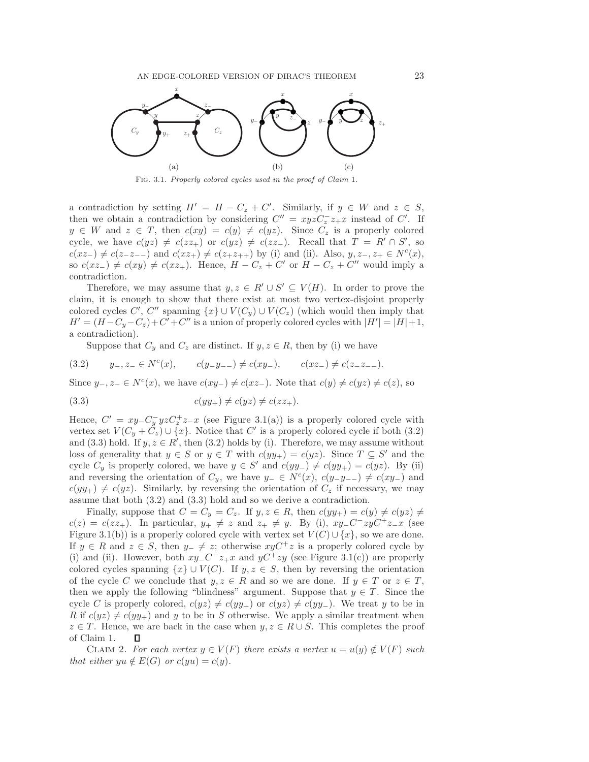FIG. 3.1. *Properly colored cycles used in the proof of Claim* 1.

a contradiction by setting $H' = H - C_z + C'$. Similarly, if $y \in W$ and $z \in S$, then we obtain a contradiction by considering $C'' = xyzC_z^- z_+ x$ instead of $C'$. If $y \in W$ and $z \in T$, then $c(xy) = c(y) \neq c(yz)$. Since $C_z$ is a properly colored cycle, we have $c(yz) \neq c(zz_+)$ or $c(yz) \neq c(zz_-)$. Recall that $T = R' \cap S'$, so $c(xz_-) \neq c(z_- z_{--})$ and $c(xz_+) \neq c(z_+ z_{++})$ by (i) and (ii). Also, $y, z_-, z_+ \in N^c(x)$, so $c(xz_-) \neq c(xy) \neq c(xz_+)$. Hence, $H - C_z + C'$ or $H - C_z + C''$ would imply a contradiction.

Therefore, we may assume that $y, z \in R' \cup S' \subseteq V(H)$. In order to prove the claim, it is enough to show that there exist at most two vertex-disjoint properly colored cycles $C'$, $C''$ spanning $\{x\} \cup V(C_y) \cup V(C_z)$ (which would then imply that $H' = (H - C_y - C_z) + C' + C''$ is a union of properly colored cycles with $|H'| = |H| + 1$, a contradiction).

Suppose that $C_y$ and $C_z$ are distinct. If $y, z \in R$, then by (i) we have

$$(3.2) \qquad y_-, z_- \in N^c(x), \qquad c(y_- y_{--}) \neq c(xy_-), \qquad c(xz_-) \neq c(z_- z_{--}).$$

Since $y_-, z_- \in N^c(x)$, we have $c(xy_-) \neq c(xz_-)$. Note that $c(y) \neq c(yz) \neq c(z)$, so

$$(3.3) \qquad c(yy_+) \neq c(yz) \neq c(zz_+).$$

Hence, $C' = xy_- C_y^- yzC_z^+ z_- x$ (see Figure 3.1(a)) is a properly colored cycle with vertex set $V(C_y + C_z) \cup \{x\}$. Notice that $C'$ is a properly colored cycle if both (3.2) and (3.3) hold. If $y, z \in R'$, then (3.2) holds by (i). Therefore, we may assume without loss of generality that $y \in S$ or $y \in T$ with $c(yy_+) = c(yz)$. Since $T \subseteq S'$ and the cycle $C_y$ is properly colored, we have $y \in S'$ and $c(yy_-) \neq c(yy_+) = c(yz)$. By (ii) and reversing the orientation of $C_y$, we have $y_- \in N^c(x)$, $c(y_- y_{--}) \neq c(xy_-)$ and $c(yy_+) \neq c(yz)$. Similarly, by reversing the orientation of $C_z$ if necessary, we may assume that both (3.2) and (3.3) hold and so we derive a contradiction.

Finally, suppose that $C = C_y = C_z$. If $y, z \in R$, then $c(yy_+) = c(y) \neq c(yz) \neq c(z) = c(zz_+)$. In particular, $y_+ \neq z$ and $z_+ \neq y$. By (i), $xy_- C^- zyC^+ z_- x$ (see Figure 3.1(b)) is a properly colored cycle with vertex set $V(C) \cup \{x\}$, so we are done. If $y \in R$ and $z \in S$, then $y_- \neq z$; otherwise $xyC^+ z$ is a properly colored cycle by (i) and (ii). However, both $xy_- C^- z_+ x$ and $yC^+ zy$ (see Figure 3.1(c)) are properly colored cycles spanning $\{x\} \cup V(C)$. If $y, z \in S$, then by reversing the orientation of the cycle $C$ we conclude that $y, z \in R$ and so we are done. If $y \in T$ or $z \in T$, then we apply the following "blindness" argument. Suppose that $y \in T$. Since the cycle $C$ is properly colored, $c(yz) \neq c(yy_+)$ or $c(yz) \neq c(yy_-)$. We treat $y$ to be in $R$ if $c(yz) \neq c(yy_+)$ and $y$ to be in $S$ otherwise. We apply a similar treatment when $z \in T$. Hence, we are back in the case when $y, z \in R \cup S$. This completes the proof of Claim 1. $\square$

CLAIM 2. *For each vertex $y \in V(F)$ there exists a vertex $u = u(y) \notin V(F)$ such that either $yu \notin E(G)$ or $c(yu) = c(y)$.*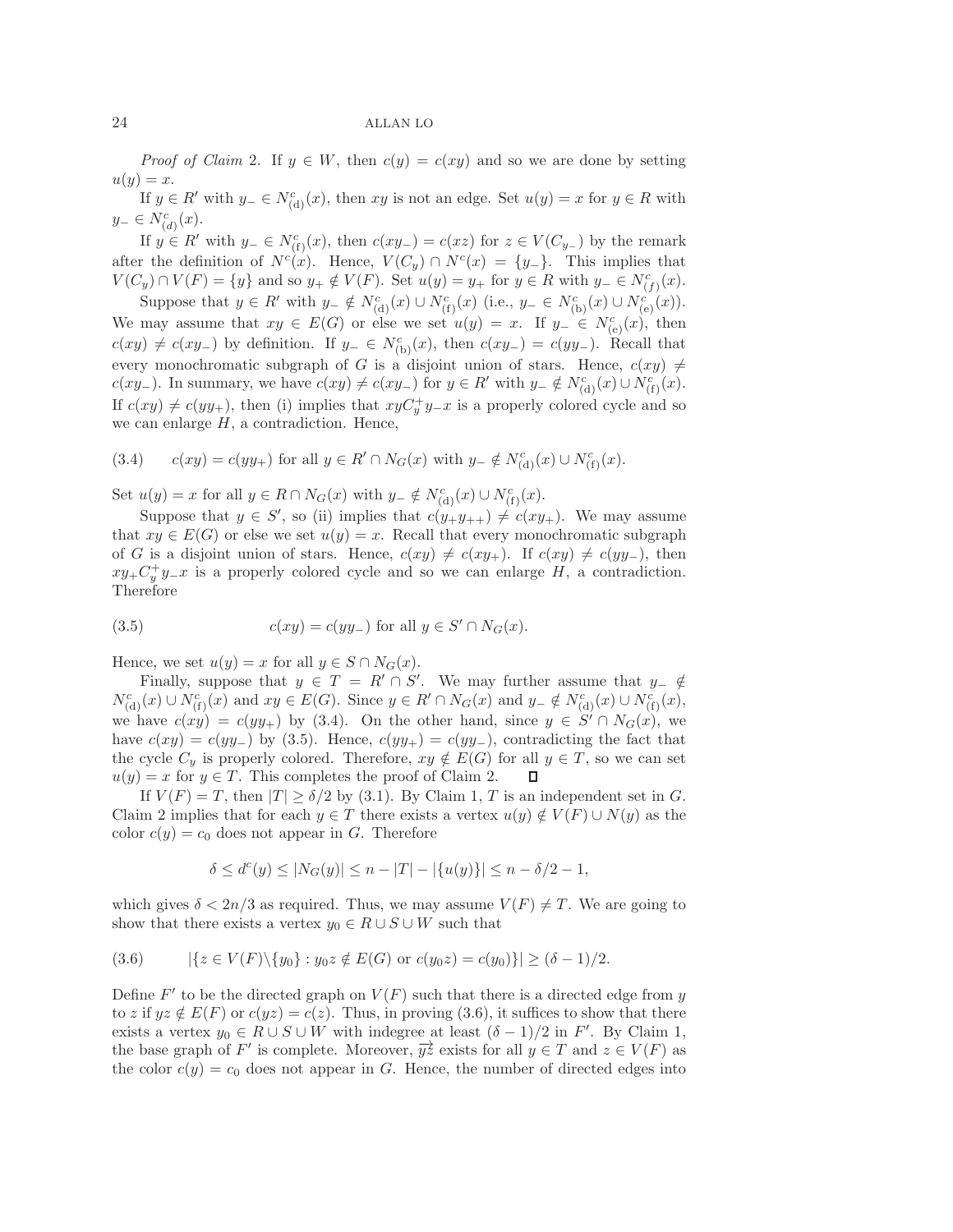*Proof of Claim* 2. If $y \in W$, then $c(y) = c(xy)$ and so we are done by setting $u(y) = x$.

If $y \in R'$ with $y_- \in N^c_{(\mathrm{d})}(x)$, then $xy$ is not an edge. Set $u(y) = x$ for $y \in R$ with $y_- \in N^c_{(d)}(x)$.

If $y \in R'$ with $y_- \in N^c_{(\mathrm{f})}(x)$, then $c(xy_-) = c(xz)$ for $z \in V(C_{y_-})$ by the remark after the definition of $N^c(x)$. Hence, $V(C_y) \cap N^c(x) = \{y_-\}$. This implies that $V(C_y) \cap V(F) = \{y\}$ and so $y_+ \notin V(F)$. Set $u(y) = y_+$ for $y \in R$ with $y_- \in N^c_{(f)}(x)$.

Suppose that $y \in R'$ with $y_- \notin N^c_{(\mathrm{d})}(x) \cup N^c_{(\mathrm{f})}(x)$ (i.e., $y_- \in N^c_{(\mathrm{b})}(x) \cup N^c_{(\mathrm{e})}(x)$). We may assume that $xy \in E(G)$ or else we set $u(y) = x$. If $y_- \in N^c_{(\mathrm{e})}(x)$, then $c(xy) \neq c(xy_-)$ by definition. If $y_- \in N^c_{(\mathrm{b})}(x)$, then $c(xy_-) = c(yy_-)$. Recall that every monochromatic subgraph of $G$ is a disjoint union of stars. Hence, $c(xy) \neq c(xy_-)$. In summary, we have $c(xy) \neq c(xy_-)$ for $y \in R'$ with $y_- \notin N^c_{(\mathrm{d})}(x) \cup N^c_{(\mathrm{f})}(x)$. If $c(xy) \neq c(yy_+)$, then (i) implies that $xyC^+_y y_- x$ is a properly colored cycle and so we can enlarge $H$, a contradiction. Hence,

$$c(xy) = c(yy_+) \text{ for all } y \in R' \cap N_G(x) \text{ with } y_- \notin N^c_{(\mathrm{d})}(x) \cup N^c_{(\mathrm{f})}(x). \tag{3.4}$$

Set $u(y) = x$ for all $y \in R \cap N_G(x)$ with $y_- \notin N^c_{(\mathrm{d})}(x) \cup N^c_{(\mathrm{f})}(x)$.

Suppose that $y \in S'$, so (ii) implies that $c(y_+y_{++}) \neq c(xy_+)$. We may assume that $xy \in E(G)$ or else we set $u(y) = x$. Recall that every monochromatic subgraph of $G$ is a disjoint union of stars. Hence, $c(xy) \neq c(xy_+)$. If $c(xy) \neq c(yy_-)$, then $xy_+C^+_y y_- x$ is a properly colored cycle and so we can enlarge $H$, a contradiction. Therefore

$$c(xy) = c(yy_-) \text{ for all } y \in S' \cap N_G(x). \tag{3.5}$$

Hence, we set $u(y) = x$ for all $y \in S \cap N_G(x)$.

Finally, suppose that $y \in T = R' \cap S'$. We may further assume that $y_- \notin N^c_{(\mathrm{d})}(x) \cup N^c_{(\mathrm{f})}(x)$ and $xy \in E(G)$. Since $y \in R' \cap N_G(x)$ and $y_- \notin N^c_{(\mathrm{d})}(x) \cup N^c_{(\mathrm{f})}(x)$, we have $c(xy) = c(yy_+)$ by (3.4). On the other hand, since $y \in S' \cap N_G(x)$, we have $c(xy) = c(yy_-)$ by (3.5). Hence, $c(yy_+) = c(yy_-)$, contradicting the fact that the cycle $C_y$ is properly colored. Therefore, $xy \notin E(G)$ for all $y \in T$, so we can set $u(y) = x$ for $y \in T$. This completes the proof of Claim 2. □

If $V(F) = T$, then $|T| \geq \delta/2$ by (3.1). By Claim 1, $T$ is an independent set in $G$. Claim 2 implies that for each $y \in T$ there exists a vertex $u(y) \notin V(F) \cup N(y)$ as the color $c(y) = c_0$ does not appear in $G$. Therefore

$$\delta \leq d^c(y) \leq |N_G(y)| \leq n - |T| - |\{u(y)\}| \leq n - \delta/2 - 1,$$

which gives $\delta < 2n/3$ as required. Thus, we may assume $V(F) \neq T$. We are going to show that there exists a vertex $y_0 \in R \cup S \cup W$ such that

$$|\{z \in V(F)\backslash\{y_0\} : y_0 z \notin E(G) \text{ or } c(y_0 z) = c(y_0)\}| \geq (\delta - 1)/2. \tag{3.6}$$

Define $F'$ to be the directed graph on $V(F)$ such that there is a directed edge from $y$ to $z$ if $yz \notin E(F)$ or $c(yz) = c(z)$. Thus, in proving (3.6), it suffices to show that there exists a vertex $y_0 \in R \cup S \cup W$ with indegree at least $(\delta - 1)/2$ in $F'$. By Claim 1, the base graph of $F'$ is complete. Moreover, $\overrightarrow{yz}$ exists for all $y \in T$ and $z \in V(F)$ as the color $c(y) = c_0$ does not appear in $G$. Hence, the number of directed edges into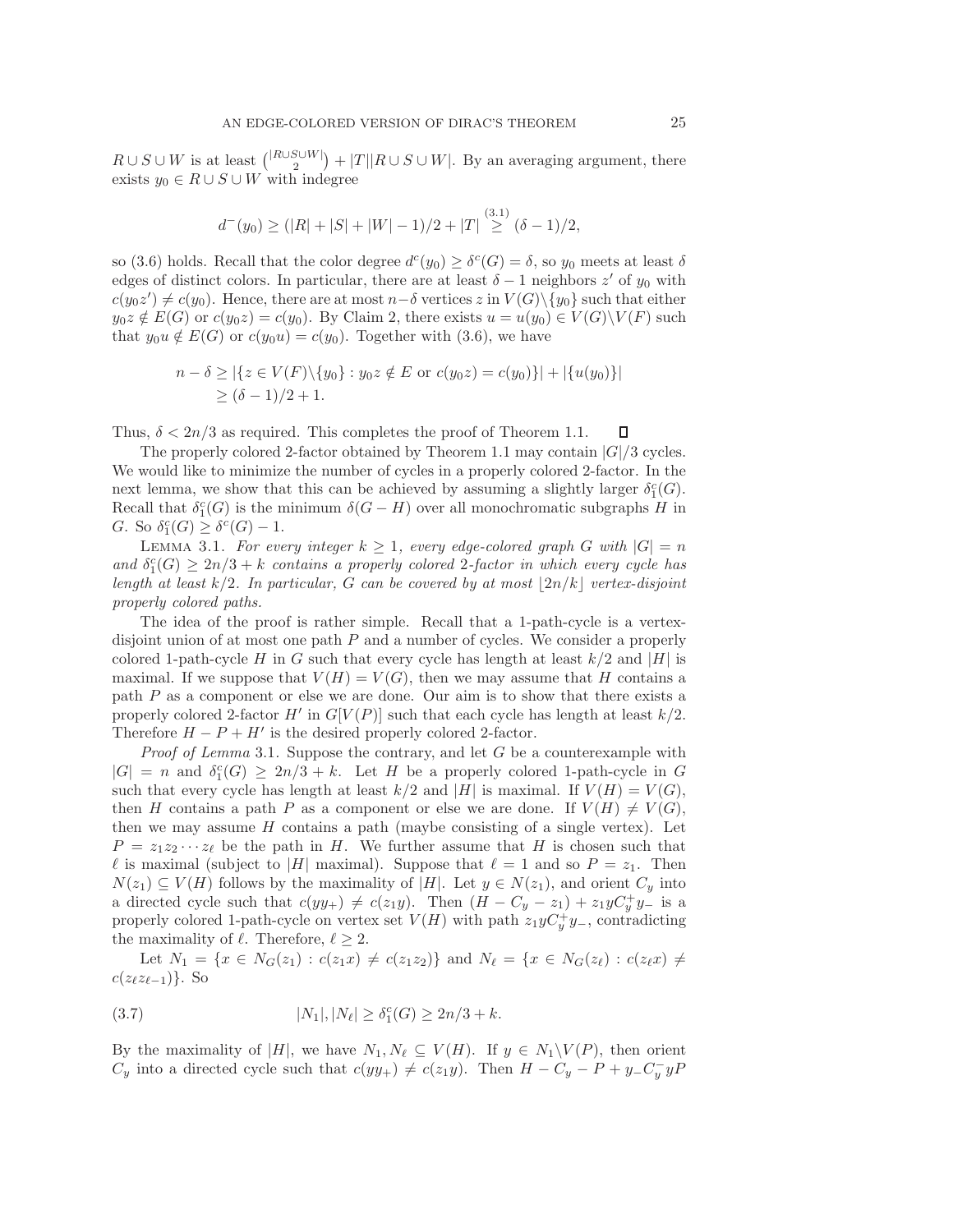$R \cup S \cup W$ is at least $\binom{|R \cup S \cup W|}{2} + |T||R \cup S \cup W|$. By an averaging argument, there exists $y_0 \in R \cup S \cup W$ with indegree

$$d^-(y_0) \geq (|R| + |S| + |W| - 1)/2 + |T| \overset{(3.1)}{\geq} (\delta - 1)/2,$$

so (3.6) holds. Recall that the color degree $d^c(y_0) \geq \delta^c(G) = \delta$, so $y_0$ meets at least $\delta$ edges of distinct colors. In particular, there are at least $\delta - 1$ neighbors $z'$ of $y_0$ with $c(y_0 z') \neq c(y_0)$. Hence, there are at most $n - \delta$ vertices $z$ in $V(G) \backslash \{y_0\}$ such that either $y_0 z \notin E(G)$ or $c(y_0 z) = c(y_0)$. By Claim 2, there exists $u = u(y_0) \in V(G) \backslash V(F)$ such that $y_0 u \notin E(G)$ or $c(y_0 u) = c(y_0)$. Together with (3.6), we have

$$\begin{aligned} n - \delta &\geq |\{z \in V(F) \backslash \{y_0\} : y_0 z \notin E \text{ or } c(y_0 z) = c(y_0)\}| + |\{u(y_0)\}| \\ &\geq (\delta - 1)/2 + 1. \end{aligned}$$

Thus, $\delta < 2n/3$ as required. This completes the proof of Theorem 1.1. $\square$

The properly colored 2-factor obtained by Theorem 1.1 may contain $|G|/3$ cycles. We would like to minimize the number of cycles in a properly colored 2-factor. In the next lemma, we show that this can be achieved by assuming a slightly larger $\delta_1^c(G)$. Recall that $\delta_1^c(G)$ is the minimum $\delta(G - H)$ over all monochromatic subgraphs $H$ in $G$. So $\delta_1^c(G) \geq \delta^c(G) - 1$.

Lemma 3.1. *For every integer $k \geq 1$, every edge-colored graph $G$ with $|G| = n$ and $\delta_1^c(G) \geq 2n/3 + k$ contains a properly colored 2-factor in which every cycle has length at least $k/2$. In particular, $G$ can be covered by at most $\lfloor 2n/k \rfloor$ vertex-disjoint properly colored paths.*

The idea of the proof is rather simple. Recall that a 1-path-cycle is a vertex-disjoint union of at most one path $P$ and a number of cycles. We consider a properly colored 1-path-cycle $H$ in $G$ such that every cycle has length at least $k/2$ and $|H|$ is maximal. If we suppose that $V(H) = V(G)$, then we may assume that $H$ contains a path $P$ as a component or else we are done. Our aim is to show that there exists a properly colored 2-factor $H'$ in $G[V(P)]$ such that each cycle has length at least $k/2$. Therefore $H - P + H'$ is the desired properly colored 2-factor.

*Proof of Lemma* 3.1. Suppose the contrary, and let $G$ be a counterexample with $|G| = n$ and $\delta_1^c(G) \geq 2n/3 + k$. Let $H$ be a properly colored 1-path-cycle in $G$ such that every cycle has length at least $k/2$ and $|H|$ is maximal. If $V(H) = V(G)$, then $H$ contains a path $P$ as a component or else we are done. If $V(H) \neq V(G)$, then we may assume $H$ contains a path (maybe consisting of a single vertex). Let $P = z_1 z_2 \cdots z_\ell$ be the path in $H$. We further assume that $H$ is chosen such that $\ell$ is maximal (subject to $|H|$ maximal). Suppose that $\ell = 1$ and so $P = z_1$. Then $N(z_1) \subseteq V(H)$ follows by the maximality of $|H|$. Let $y \in N(z_1)$, and orient $C_y$ into a directed cycle such that $c(yy_+) \neq c(z_1 y)$. Then $(H - C_y - z_1) + z_1 y C_y^+ y_-$ is a properly colored 1-path-cycle on vertex set $V(H)$ with path $z_1 y C_y^+ y_-$, contradicting the maximality of $\ell$. Therefore, $\ell \geq 2$.

Let $N_1 = \{x \in N_G(z_1) : c(z_1 x) \neq c(z_1 z_2)\}$ and $N_\ell = \{x \in N_G(z_\ell) : c(z_\ell x) \neq c(z_\ell z_{\ell-1})\}$. So

$$|N_1|, |N_\ell| \geq \delta_1^c(G) \geq 2n/3 + k. \tag{3.7}$$

By the maximality of $|H|$, we have $N_1, N_\ell \subseteq V(H)$. If $y \in N_1 \backslash V(P)$, then orient $C_y$ into a directed cycle such that $c(yy_+) \neq c(z_1 y)$. Then $H - C_y - P + y_- C_y^- y P$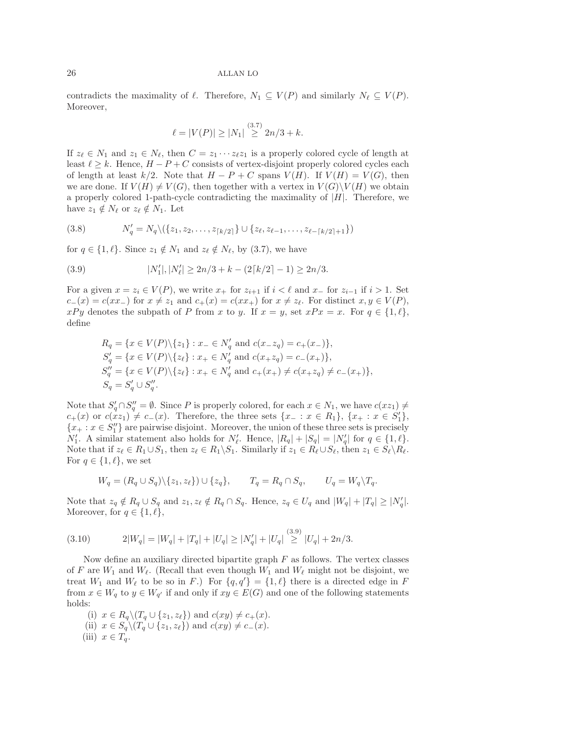contradicts the maximality of $\ell$. Therefore, $N_1 \subseteq V(P)$ and similarly $N_\ell \subseteq V(P)$. Moreover,

$$\ell = |V(P)| \geq |N_1| \overset{(3.7)}{\geq} 2n/3 + k.$$

If $z_\ell \in N_1$ and $z_1 \in N_\ell$, then $C = z_1 \cdots z_\ell z_1$ is a properly colored cycle of length at least $\ell \geq k$. Hence, $H - P + C$ consists of vertex-disjoint properly colored cycles each of length at least $k/2$. Note that $H - P + C$ spans $V(H)$. If $V(H) = V(G)$, then we are done. If $V(H) \neq V(G)$, then together with a vertex in $V(G) \backslash V(H)$ we obtain a properly colored 1-path-cycle contradicting the maximality of $|H|$. Therefore, we have $z_1 \notin N_\ell$ or $z_\ell \notin N_1$. Let

$$N'_q = N_q \backslash (\{z_1, z_2, \ldots, z_{\lceil k/2 \rceil}\} \cup \{z_\ell, z_{\ell-1}, \ldots, z_{\ell - \lceil k/2 \rceil + 1}\}) \tag{3.8}$$

for $q \in \{1, \ell\}$. Since $z_1 \notin N_1$ and $z_\ell \notin N_\ell$, by (3.7), we have

$$|N'_1|, |N'_\ell| \geq 2n/3 + k - (2\lceil k/2 \rceil - 1) \geq 2n/3. \tag{3.9}$$

For a given $x = z_i \in V(P)$, we write $x_+$ for $z_{i+1}$ if $i < \ell$ and $x_-$ for $z_{i-1}$ if $i > 1$. Set $c_-(x) = c(xx_-)$ for $x \neq z_1$ and $c_+(x) = c(xx_+)$ for $x \neq z_\ell$. For distinct $x, y \in V(P)$, $xPy$ denotes the subpath of $P$ from $x$ to $y$. If $x = y$, set $xPx = x$. For $q \in \{1, \ell\}$, define

$$\begin{aligned}
R_q &= \{x \in V(P) \backslash \{z_1\} : x_- \in N'_q \text{ and } c(x_- z_q) = c_+(x_-)\},\\
S'_q &= \{x \in V(P) \backslash \{z_\ell\} : x_+ \in N'_q \text{ and } c(x_+ z_q) = c_-(x_+)\},\\
S''_q &= \{x \in V(P) \backslash \{z_\ell\} : x_+ \in N'_q \text{ and } c_+(x_+) \neq c(x_+ z_q) \neq c_-(x_+)\},\\
S_q &= S'_q \cup S''_q.
\end{aligned}$$

Note that $S'_q \cap S''_q = \emptyset$. Since $P$ is properly colored, for each $x \in N_1$, we have $c(xz_1) \neq c_+(x)$ or $c(xz_1) \neq c_-(x)$. Therefore, the three sets $\{x_- : x \in R_1\}$, $\{x_+ : x \in S'_1\}$, $\{x_+ : x \in S''_1\}$ are pairwise disjoint. Moreover, the union of these three sets is precisely $N'_1$. A similar statement also holds for $N'_\ell$. Hence, $|R_q| + |S_q| = |N'_q|$ for $q \in \{1, \ell\}$. Note that if $z_\ell \in R_1 \cup S_1$, then $z_\ell \in R_1 \backslash S_1$. Similarly if $z_1 \in R_\ell \cup S_\ell$, then $z_1 \in S_\ell \backslash R_\ell$. For $q \in \{1, \ell\}$, we set

$$W_q = (R_q \cup S_q) \backslash \{z_1, z_\ell\}) \cup \{z_q\}, \qquad T_q = R_q \cap S_q, \qquad U_q = W_q \backslash T_q.$$

Note that $z_q \notin R_q \cup S_q$ and $z_1, z_\ell \notin R_q \cap S_q$. Hence, $z_q \in U_q$ and $|W_q| + |T_q| \geq |N'_q|$. Moreover, for $q \in \{1, \ell\}$,

$$2|W_q| = |W_q| + |T_q| + |U_q| \geq |N'_q| + |U_q| \overset{(3.9)}{\geq} |U_q| + 2n/3. \tag{3.10}$$

Now define an auxiliary directed bipartite graph $F$ as follows. The vertex classes of $F$ are $W_1$ and $W_\ell$. (Recall that even though $W_1$ and $W_\ell$ might not be disjoint, we treat $W_1$ and $W_\ell$ to be so in $F$.) For $\{q, q'\} = \{1, \ell\}$ there is a directed edge in $F$ from $x \in W_q$ to $y \in W_{q'}$ if and only if $xy \in E(G)$ and one of the following statements holds:

(i) $x \in R_q \backslash (T_q \cup \{z_1, z_\ell\})$ and $c(xy) \neq c_+(x)$.
(ii) $x \in S_q \backslash (T_q \cup \{z_1, z_\ell\})$ and $c(xy) \neq c_-(x)$.
(iii) $x \in T_q$.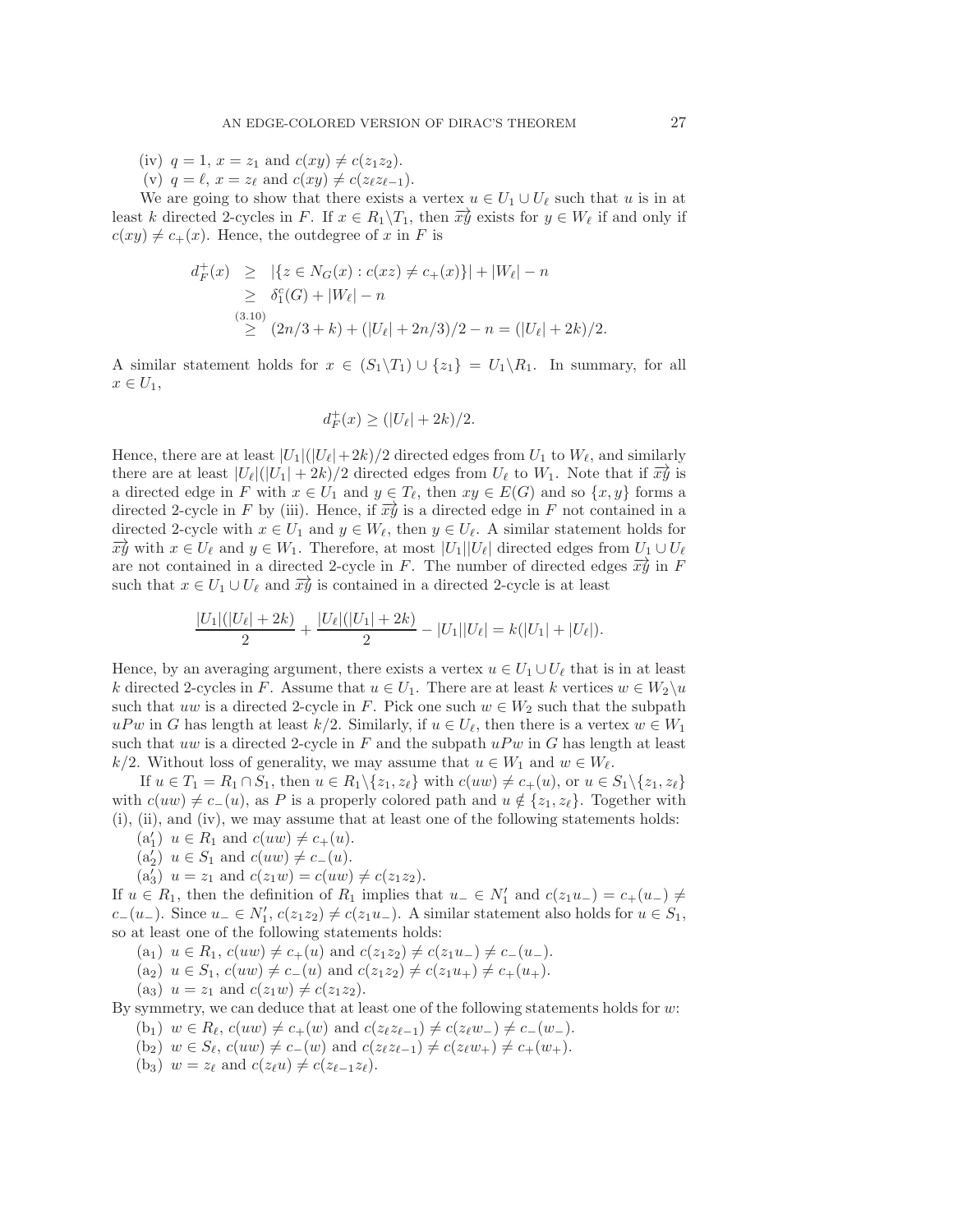(iv) $q = 1$, $x = z_1$ and $c(xy) \neq c(z_1 z_2)$.

(v) $q = \ell$, $x = z_\ell$ and $c(xy) \neq c(z_\ell z_{\ell-1})$.

We are going to show that there exists a vertex $u \in U_1 \cup U_\ell$ such that $u$ is in at least $k$ directed 2-cycles in $F$. If $x \in R_1 \backslash T_1$, then $\overrightarrow{xy}$ exists for $y \in W_\ell$ if and only if $c(xy) \neq c_+(x)$. Hence, the outdegree of $x$ in $F$ is

$$\begin{aligned} d_F^+(x) &\geq |\{z \in N_G(x) : c(xz) \neq c_+(x)\}| + |W_\ell| - n \\ &\geq \delta_1^c(G) + |W_\ell| - n \\ &\overset{(3.10)}{\geq} (2n/3 + k) + (|U_\ell| + 2n/3)/2 - n = (|U_\ell| + 2k)/2. \end{aligned}$$

A similar statement holds for $x \in (S_1 \backslash T_1) \cup \{z_1\} = U_1 \backslash R_1$. In summary, for all $x \in U_1$,

$$d_F^+(x) \geq (|U_\ell| + 2k)/2.$$

Hence, there are at least $|U_1|(|U_\ell| + 2k)/2$ directed edges from $U_1$ to $W_\ell$, and similarly there are at least $|U_\ell|(|U_1| + 2k)/2$ directed edges from $U_\ell$ to $W_1$. Note that if $\overrightarrow{xy}$ is a directed edge in $F$ with $x \in U_1$ and $y \in T_\ell$, then $xy \in E(G)$ and so $\{x, y\}$ forms a directed 2-cycle in $F$ by (iii). Hence, if $\overrightarrow{xy}$ is a directed edge in $F$ not contained in a directed 2-cycle with $x \in U_1$ and $y \in W_\ell$, then $y \in U_\ell$. A similar statement holds for $\overrightarrow{xy}$ with $x \in U_\ell$ and $y \in W_1$. Therefore, at most $|U_1||U_\ell|$ directed edges from $U_1 \cup U_\ell$ are not contained in a directed 2-cycle in $F$. The number of directed edges $\overrightarrow{xy}$ in $F$ such that $x \in U_1 \cup U_\ell$ and $\overrightarrow{xy}$ is contained in a directed 2-cycle is at least

$$\frac{|U_1|(|U_\ell| + 2k)}{2} + \frac{|U_\ell|(|U_1| + 2k)}{2} - |U_1||U_\ell| = k(|U_1| + |U_\ell|).$$

Hence, by an averaging argument, there exists a vertex $u \in U_1 \cup U_\ell$ that is in at least $k$ directed 2-cycles in $F$. Assume that $u \in U_1$. There are at least $k$ vertices $w \in W_2 \backslash u$ such that $uw$ is a directed 2-cycle in $F$. Pick one such $w \in W_2$ such that the subpath $uPw$ in $G$ has length at least $k/2$. Similarly, if $u \in U_\ell$, then there is a vertex $w \in W_1$ such that $uw$ is a directed 2-cycle in $F$ and the subpath $uPw$ in $G$ has length at least $k/2$. Without loss of generality, we may assume that $u \in W_1$ and $w \in W_\ell$.

If $u \in T_1 = R_1 \cap S_1$, then $u \in R_1 \backslash \{z_1, z_\ell\}$ with $c(uw) \neq c_+(u)$, or $u \in S_1 \backslash \{z_1, z_\ell\}$ with $c(uw) \neq c_-(u)$, as $P$ is a properly colored path and $u \notin \{z_1, z_\ell\}$. Together with (i), (ii), and (iv), we may assume that at least one of the following statements holds:

($a_1'$) $u \in R_1$ and $c(uw) \neq c_+(u)$.

($a_2'$) $u \in S_1$ and $c(uw) \neq c_-(u)$.

($a_3'$) $u = z_1$ and $c(z_1 w) = c(uw) \neq c(z_1 z_2)$.

If $u \in R_1$, then the definition of $R_1$ implies that $u_- \in N_1'$ and $c(z_1 u_-) = c_+(u_-) \neq c_-(u_-)$. Since $u_- \in N_1'$, $c(z_1 z_2) \neq c(z_1 u_-)$. A similar statement also holds for $u \in S_1$, so at least one of the following statements holds:

($a_1$) $u \in R_1$, $c(uw) \neq c_+(u)$ and $c(z_1 z_2) \neq c(z_1 u_-) \neq c_-(u_-)$.

($a_2$) $u \in S_1$, $c(uw) \neq c_-(u)$ and $c(z_1 z_2) \neq c(z_1 u_+) \neq c_+(u_+)$.

($a_3$) $u = z_1$ and $c(z_1 w) \neq c(z_1 z_2)$.

By symmetry, we can deduce that at least one of the following statements holds for $w$:

($b_1$) $w \in R_\ell$, $c(uw) \neq c_+(w)$ and $c(z_\ell z_{\ell-1}) \neq c(z_\ell w_-) \neq c_-(w_-)$.

($b_2$) $w \in S_\ell$, $c(uw) \neq c_-(w)$ and $c(z_\ell z_{\ell-1}) \neq c(z_\ell w_+) \neq c_+(w_+)$.

($b_3$) $w = z_\ell$ and $c(z_\ell u) \neq c(z_{\ell-1} z_\ell)$.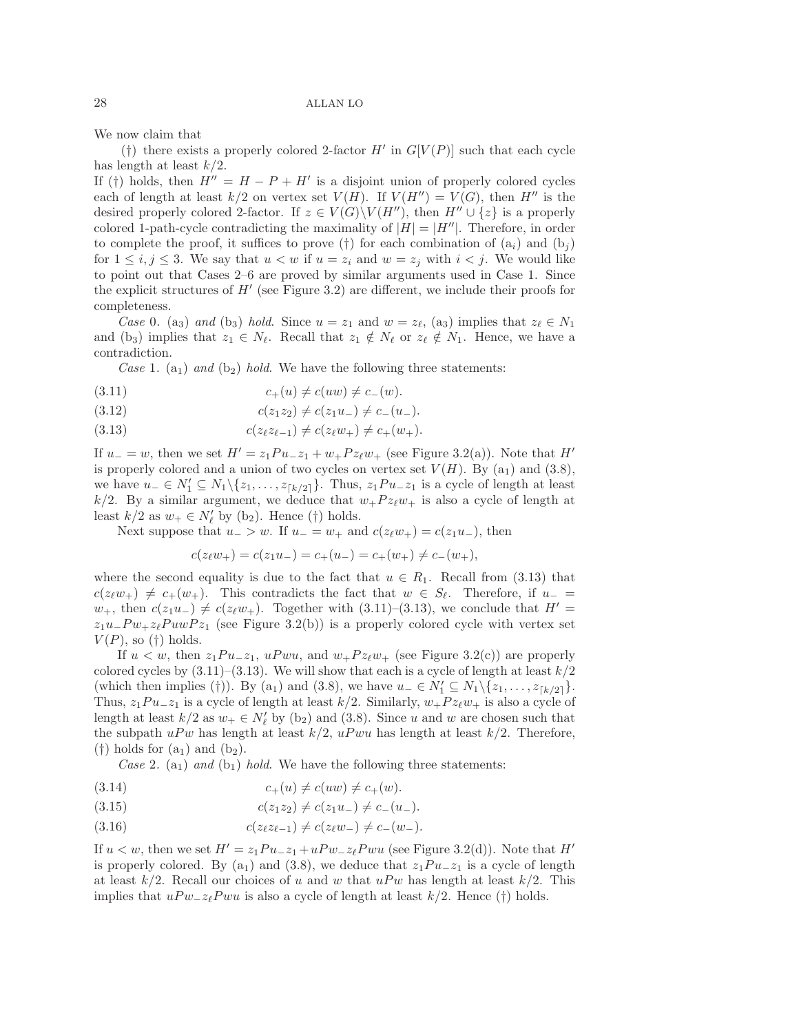We now claim that

(†) there exists a properly colored 2-factor $H'$ in $G[V(P)]$ such that each cycle has length at least $k/2$.

If (†) holds, then $H'' = H - P + H'$ is a disjoint union of properly colored cycles each of length at least $k/2$ on vertex set $V(H)$. If $V(H'') = V(G)$, then $H''$ is the desired properly colored 2-factor. If $z \in V(G)\backslash V(H'')$, then $H'' \cup \{z\}$ is a properly colored 1-path-cycle contradicting the maximality of $|H| = |H''|$. Therefore, in order to complete the proof, it suffices to prove (†) for each combination of $(\mathrm{a}_i)$ and $(\mathrm{b}_j)$ for $1 \le i, j \le 3$. We say that $u < w$ if $u = z_i$ and $w = z_j$ with $i < j$. We would like to point out that Cases 2–6 are proved by similar arguments used in Case 1. Since the explicit structures of $H'$ (see Figure 3.2) are different, we include their proofs for completeness.

*Case* 0. $(\mathrm{a}_3)$ *and* $(\mathrm{b}_3)$ *hold*. Since $u = z_1$ and $w = z_\ell$, $(\mathrm{a}_3)$ implies that $z_\ell \in N_1$ and $(\mathrm{b}_3)$ implies that $z_1 \in N_\ell$. Recall that $z_1 \notin N_\ell$ or $z_\ell \notin N_1$. Hence, we have a contradiction.

*Case* 1. $(\mathrm{a}_1)$ *and* $(\mathrm{b}_2)$ *hold*. We have the following three statements:

$$c_+(u) \neq c(uw) \neq c_-(w). \tag{3.11}$$

$$c(z_1z_2) \neq c(z_1u_-) \neq c_-(u_-). \tag{3.12}$$

$$c(z_\ell z_{\ell-1}) \neq c(z_\ell w_+) \neq c_+(w_+). \tag{3.13}$$

If $u_- = w$, then we set $H' = z_1Pu_-z_1 + w_+Pz_\ell w_+$ (see Figure 3.2(a)). Note that $H'$ is properly colored and a union of two cycles on vertex set $V(H)$. By $(\mathrm{a}_1)$ and (3.8), we have $u_- \in N_1' \subseteq N_1\backslash\{z_1, \ldots, z_{\lceil k/2 \rceil}\}$. Thus, $z_1Pu_-z_1$ is a cycle of length at least $k/2$. By a similar argument, we deduce that $w_+Pz_\ell w_+$ is also a cycle of length at least $k/2$ as $w_+ \in N_\ell'$ by $(\mathrm{b}_2)$. Hence (†) holds.

Next suppose that $u_- > w$. If $u_- = w_+$ and $c(z_\ell w_+) = c(z_1u_-)$, then

$$c(z_\ell w_+) = c(z_1u_-) = c_+(u_-) = c_+(w_+) \neq c_-(w_+),$$

where the second equality is due to the fact that $u \in R_1$. Recall from (3.13) that $c(z_\ell w_+) \neq c_+(w_+)$. This contradicts the fact that $w \in S_\ell$. Therefore, if $u_- = w_+$, then $c(z_1u_-) \neq c(z_\ell w_+)$. Together with (3.11)–(3.13), we conclude that $H' = z_1u_-Pw_+z_\ell PuwPz_1$ (see Figure 3.2(b)) is a properly colored cycle with vertex set $V(P)$, so (†) holds.

If $u < w$, then $z_1Pu_-z_1$, $uPwu$, and $w_+Pz_\ell w_+$ (see Figure 3.2(c)) are properly colored cycles by (3.11)–(3.13). We will show that each is a cycle of length at least $k/2$ (which then implies (†)). By $(\mathrm{a}_1)$ and (3.8), we have $u_- \in N_1' \subseteq N_1\backslash\{z_1, \ldots, z_{\lceil k/2 \rceil}\}$. Thus, $z_1Pu_-z_1$ is a cycle of length at least $k/2$. Similarly, $w_+Pz_\ell w_+$ is also a cycle of length at least $k/2$ as $w_+ \in N_\ell'$ by $(\mathrm{b}_2)$ and (3.8). Since $u$ and $w$ are chosen such that the subpath $uPw$ has length at least $k/2$, $uPwu$ has length at least $k/2$. Therefore, (†) holds for $(\mathrm{a}_1)$ and $(\mathrm{b}_2)$.

*Case* 2. $(\mathrm{a}_1)$ *and* $(\mathrm{b}_1)$ *hold*. We have the following three statements:

$$c_+(u) \neq c(uw) \neq c_+(w). \tag{3.14}$$

$$c(z_1z_2) \neq c(z_1u_-) \neq c_-(u_-). \tag{3.15}$$

$$c(z_\ell z_{\ell-1}) \neq c(z_\ell w_-) \neq c_-(w_-). \tag{3.16}$$

If $u < w$, then we set $H' = z_1Pu_-z_1 + uPw_-z_\ell Pwu$ (see Figure 3.2(d)). Note that $H'$ is properly colored. By $(\mathrm{a}_1)$ and (3.8), we deduce that $z_1Pu_-z_1$ is a cycle of length at least $k/2$. Recall our choices of $u$ and $w$ that $uPw$ has length at least $k/2$. This implies that $uPw_-z_\ell Pwu$ is also a cycle of length at least $k/2$. Hence (†) holds.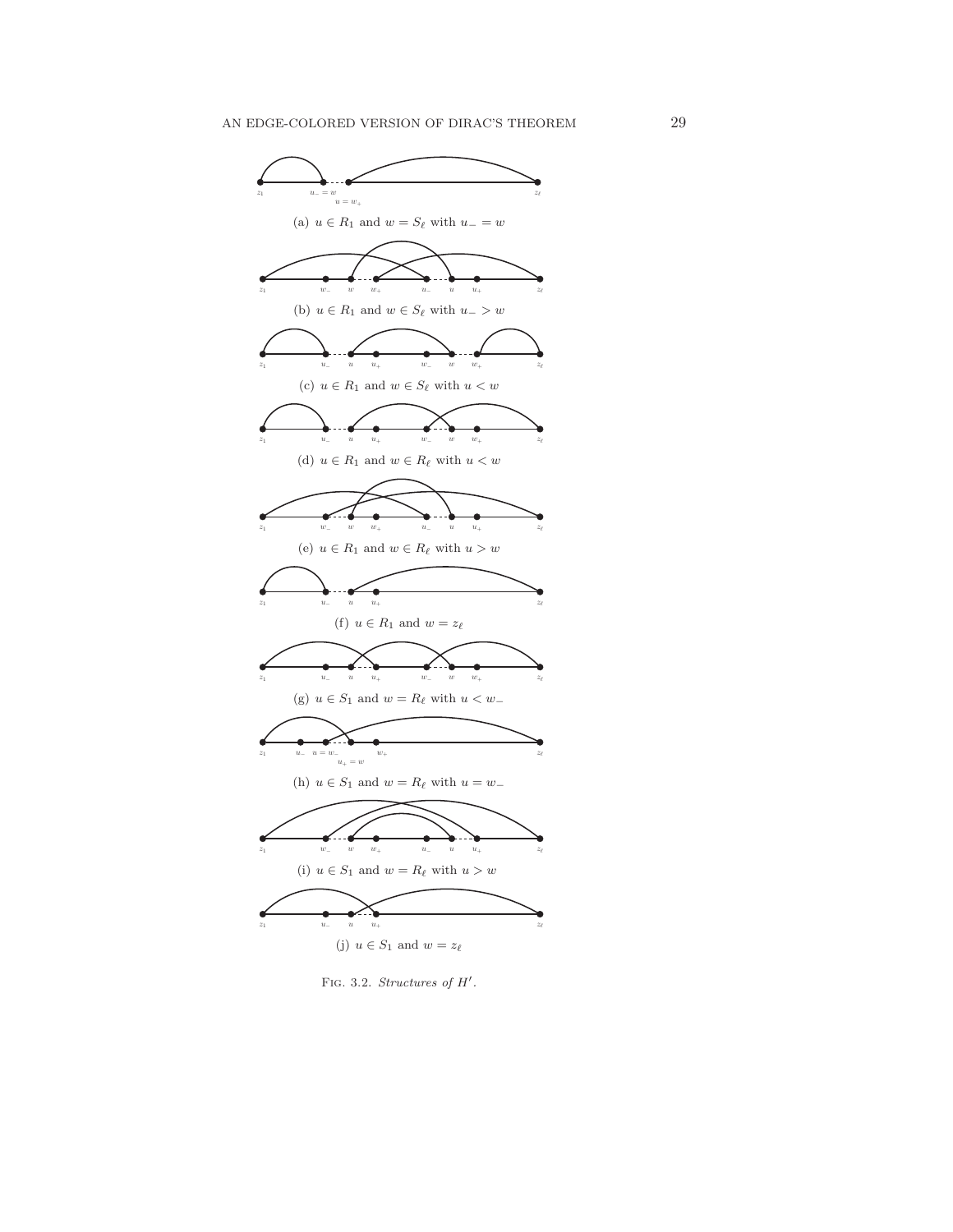(a) $u \in R_1$ and $w = S_\ell$ with $u_- = w$

(b) $u \in R_1$ and $w \in S_\ell$ with $u_- > w$

(c) $u \in R_1$ and $w \in S_\ell$ with $u < w$

(d) $u \in R_1$ and $w \in R_\ell$ with $u < w$

(e) $u \in R_1$ and $w \in R_\ell$ with $u > w$

(f) $u \in R_1$ and $w = z_\ell$

(g) $u \in S_1$ and $w = R_\ell$ with $u < w_-$

(h) $u \in S_1$ and $w = R_\ell$ with $u = w_-$

(i) $u \in S_1$ and $w = R_\ell$ with $u > w$

(j) $u \in S_1$ and $w = z_\ell$

Fig. 3.2. *Structures of $H'$.*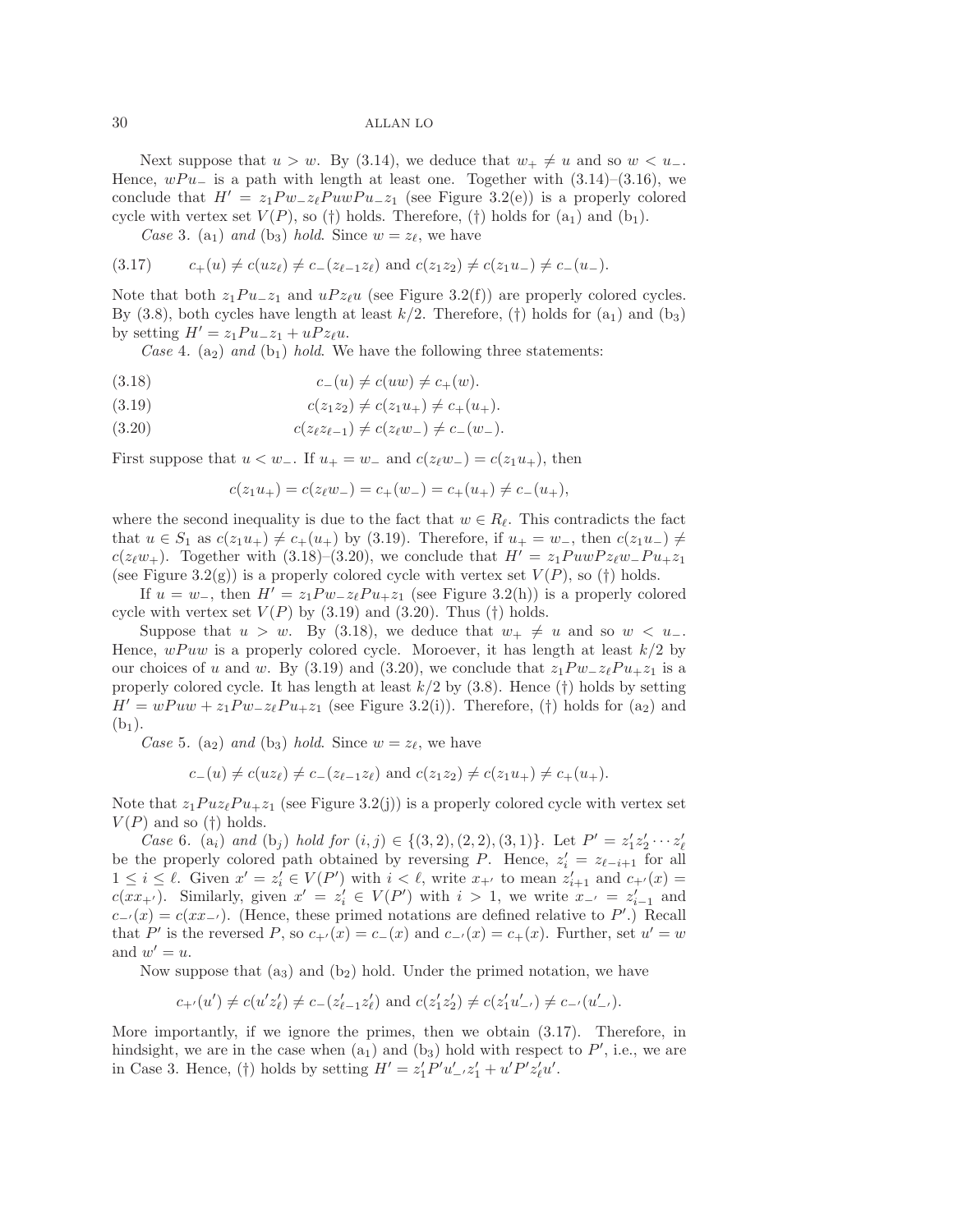Next suppose that $u > w$. By (3.14), we deduce that $w_+ \neq u$ and so $w < u_-$. Hence, $wPu_-$ is a path with length at least one. Together with (3.14)–(3.16), we conclude that $H' = z_1 P w_- z_\ell P u w P u_- z_1$ (see Figure 3.2(e)) is a properly colored cycle with vertex set $V(P)$, so (†) holds. Therefore, (†) holds for $(a_1)$ and $(b_1)$.

*Case* 3. $(a_1)$ *and* $(b_3)$ *hold*. Since $w = z_\ell$, we have

$$c_+(u) \neq c(uz_\ell) \neq c_-(z_{\ell-1}z_\ell) \text{ and } c(z_1z_2) \neq c(z_1u_-) \neq c_-(u_-). \tag{3.17}$$

Note that both $z_1Pu_-z_1$ and $uPz_\ell u$ (see Figure 3.2(f)) are properly colored cycles. By (3.8), both cycles have length at least $k/2$. Therefore, (†) holds for $(a_1)$ and $(b_3)$ by setting $H' = z_1Pu_-z_1 + uPz_\ell u$.

*Case* 4. $(a_2)$ *and* $(b_1)$ *hold*. We have the following three statements:

$$c_-(u) \neq c(uw) \neq c_+(w). \tag{3.18}$$

$$c(z_1z_2) \neq c(z_1u_+) \neq c_+(u_+). \tag{3.19}$$

$$c(z_\ell z_{\ell-1}) \neq c(z_\ell w_-) \neq c_-(w_-). \tag{3.20}$$

First suppose that $u < w_-$. If $u_+ = w_-$ and $c(z_\ell w_-) = c(z_1u_+)$, then

$$c(z_1u_+) = c(z_\ell w_-) = c_+(w_-) = c_+(u_+) \neq c_-(u_+),$$

where the second inequality is due to the fact that $w \in R_\ell$. This contradicts the fact that $u \in S_1$ as $c(z_1u_+) \neq c_+(u_+)$ by (3.19). Therefore, if $u_+ = w_-$, then $c(z_1u_-) \neq c(z_\ell w_+)$. Together with (3.18)–(3.20), we conclude that $H' = z_1PuwPz_\ell w_-Pu_+z_1$ (see Figure 3.2(g)) is a properly colored cycle with vertex set $V(P)$, so (†) holds.

If $u = w_-$, then $H' = z_1Pw_-z_\ell Pu_+z_1$ (see Figure 3.2(h)) is a properly colored cycle with vertex set $V(P)$ by (3.19) and (3.20). Thus (†) holds.

Suppose that $u > w$. By (3.18), we deduce that $w_+ \neq u$ and so $w < u_-$. Hence, $wPuw$ is a properly colored cycle. Moreover, it has length at least $k/2$ by our choices of $u$ and $w$. By (3.19) and (3.20), we conclude that $z_1Pw_-z_\ell Pu_+z_1$ is a properly colored cycle. It has length at least $k/2$ by (3.8). Hence (†) holds by setting $H' = wPuw + z_1Pw_-z_\ell Pu_+z_1$ (see Figure 3.2(i)). Therefore, (†) holds for $(a_2)$ and $(b_1)$.

*Case* 5. $(a_2)$ *and* $(b_3)$ *hold*. Since $w = z_\ell$, we have

$$c_-(u) \neq c(uz_\ell) \neq c_-(z_{\ell-1}z_\ell) \text{ and } c(z_1z_2) \neq c(z_1u_+) \neq c_+(u_+).$$

Note that $z_1Puz_\ell Pu_+z_1$ (see Figure 3.2(j)) is a properly colored cycle with vertex set $V(P)$ and so (†) holds.

*Case* 6. $(a_i)$ *and* $(b_j)$ *hold for* $(i,j) \in \{(3,2),(2,2),(3,1)\}$. Let $P' = z'_1z'_2\cdots z'_\ell$ be the properly colored path obtained by reversing $P$. Hence, $z'_i = z_{\ell-i+1}$ for all $1 \leq i \leq \ell$. Given $x' = z'_i \in V(P')$ with $i < \ell$, write $x_{+'}$ to mean $z'_{i+1}$ and $c_{+'}(x) = c(xx_{+'})$. Similarly, given $x' = z'_i \in V(P')$ with $i > 1$, we write $x_{-'} = z'_{i-1}$ and $c_{-'}(x) = c(xx_{-'})$. (Hence, these primed notations are defined relative to $P'$.) Recall that $P'$ is the reversed $P$, so $c_{+'}(x) = c_-(x)$ and $c_{-'}(x) = c_+(x)$. Further, set $u' = w$ and $w' = u$.

Now suppose that $(a_3)$ and $(b_2)$ hold. Under the primed notation, we have

$$c_{+'}(u') \neq c(u'z'_\ell) \neq c_-(z'_{\ell-1}z'_\ell) \text{ and } c(z'_1z'_2) \neq c(z'_1u'_{-'}) \neq c_{-'}(u'_{-'}).$$

More importantly, if we ignore the primes, then we obtain (3.17). Therefore, in hindsight, we are in the case when $(a_1)$ and $(b_3)$ hold with respect to $P'$, i.e., we are in Case 3. Hence, (†) holds by setting $H' = z'_1P'u'_{-'}z'_1 + u'P'z'_\ell u'$.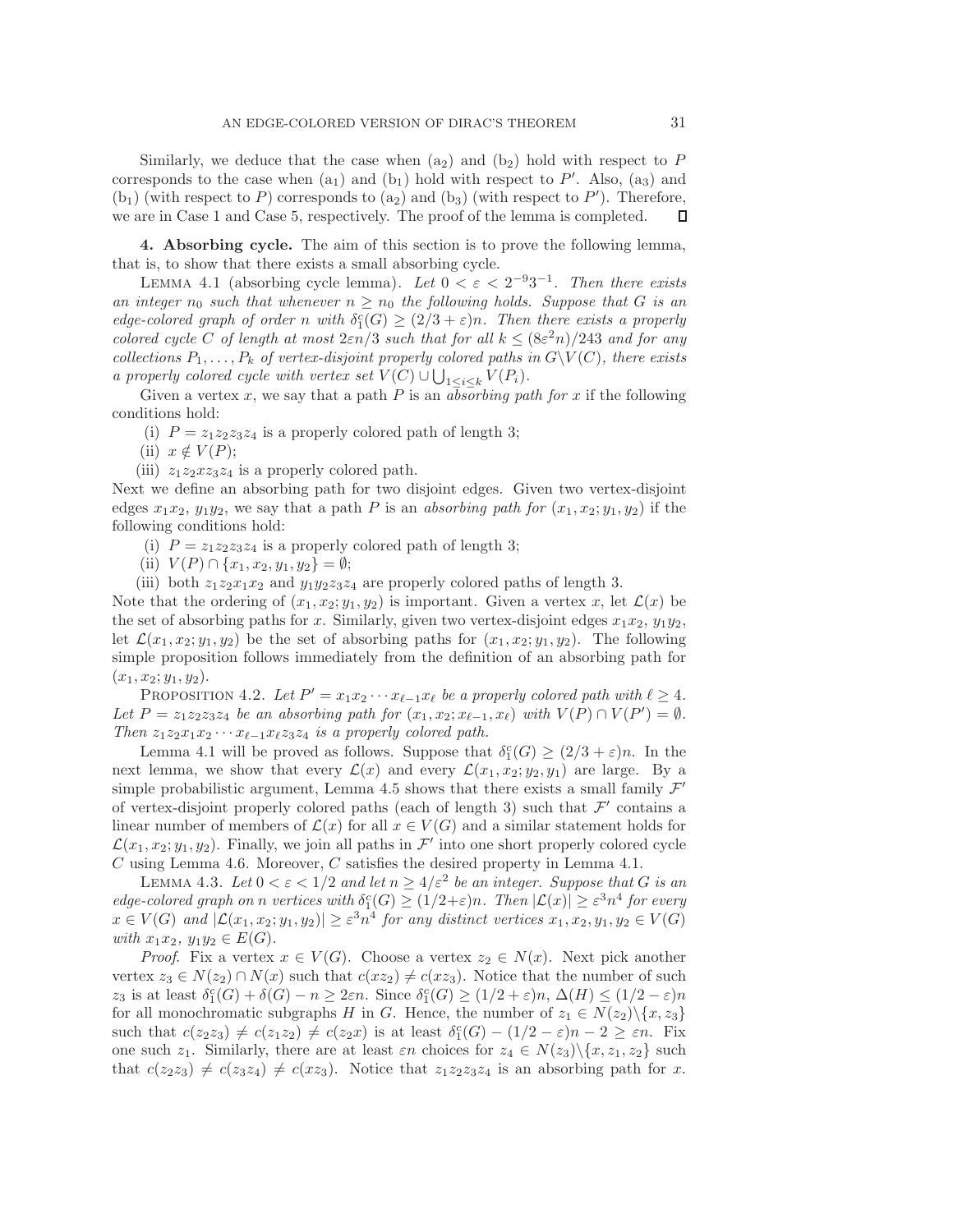Similarly, we deduce that the case when ($a_2$) and ($b_2$) hold with respect to $P$ corresponds to the case when ($a_1$) and ($b_1$) hold with respect to $P'$. Also, ($a_3$) and ($b_1$) (with respect to $P$) corresponds to ($a_2$) and ($b_3$) (with respect to $P'$). Therefore, we are in Case 1 and Case 5, respectively. The proof of the lemma is completed. $\square$

## 4. Absorbing cycle.

The aim of this section is to prove the following lemma, that is, to show that there exists a small absorbing cycle.

Lemma 4.1 (absorbing cycle lemma). *Let $0 < \varepsilon < 2^{-9}3^{-1}$. Then there exists an integer $n_0$ such that whenever $n \geq n_0$ the following holds. Suppose that $G$ is an edge-colored graph of order $n$ with $\delta_1^c(G) \geq (2/3 + \varepsilon)n$. Then there exists a properly colored cycle $C$ of length at most $2\varepsilon n/3$ such that for all $k \leq (8\varepsilon^2 n)/243$ and for any collections $P_1, \ldots, P_k$ of vertex-disjoint properly colored paths in $G\backslash V(C)$, there exists a properly colored cycle with vertex set $V(C) \cup \bigcup_{1\leq i\leq k} V(P_i)$.*

Given a vertex $x$, we say that a path $P$ is an *absorbing path for* $x$ if the following conditions hold:

(i) $P = z_1z_2z_3z_4$ is a properly colored path of length 3;
(ii) $x \notin V(P)$;
(iii) $z_1z_2xz_3z_4$ is a properly colored path.

Next we define an absorbing path for two disjoint edges. Given two vertex-disjoint edges $x_1x_2$, $y_1y_2$, we say that a path $P$ is an *absorbing path for* $(x_1, x_2; y_1, y_2)$ if the following conditions hold:

(i) $P = z_1z_2z_3z_4$ is a properly colored path of length 3;
(ii) $V(P) \cap \{x_1, x_2, y_1, y_2\} = \emptyset$;
(iii) both $z_1z_2x_1x_2$ and $y_1y_2z_3z_4$ are properly colored paths of length 3.

Note that the ordering of $(x_1, x_2; y_1, y_2)$ is important. Given a vertex $x$, let $\mathcal{L}(x)$ be the set of absorbing paths for $x$. Similarly, given two vertex-disjoint edges $x_1x_2$, $y_1y_2$, let $\mathcal{L}(x_1, x_2; y_1, y_2)$ be the set of absorbing paths for $(x_1, x_2; y_1, y_2)$. The following simple proposition follows immediately from the definition of an absorbing path for $(x_1, x_2; y_1, y_2)$.

Proposition 4.2. *Let $P' = x_1x_2 \cdots x_{\ell-1}x_\ell$ be a properly colored path with $\ell \geq 4$. Let $P = z_1z_2z_3z_4$ be an absorbing path for $(x_1, x_2; x_{\ell-1}, x_\ell)$ with $V(P) \cap V(P') = \emptyset$. Then $z_1z_2x_1x_2 \cdots x_{\ell-1}x_\ell z_3z_4$ is a properly colored path.*

Lemma 4.1 will be proved as follows. Suppose that $\delta_1^c(G) \geq (2/3 + \varepsilon)n$. In the next lemma, we show that every $\mathcal{L}(x)$ and every $\mathcal{L}(x_1, x_2; y_2, y_1)$ are large. By a simple probabilistic argument, Lemma 4.5 shows that there exists a small family $\mathcal{F}'$ of vertex-disjoint properly colored paths (each of length 3) such that $\mathcal{F}'$ contains a linear number of members of $\mathcal{L}(x)$ for all $x \in V(G)$ and a similar statement holds for $\mathcal{L}(x_1, x_2; y_1, y_2)$. Finally, we join all paths in $\mathcal{F}'$ into one short properly colored cycle $C$ using Lemma 4.6. Moreover, $C$ satisfies the desired property in Lemma 4.1.

Lemma 4.3. *Let $0 < \varepsilon < 1/2$ and let $n \geq 4/\varepsilon^2$ be an integer. Suppose that $G$ is an edge-colored graph on $n$ vertices with $\delta_1^c(G) \geq (1/2+\varepsilon)n$. Then $|\mathcal{L}(x)| \geq \varepsilon^3 n^4$ for every $x \in V(G)$ and $|\mathcal{L}(x_1, x_2; y_1, y_2)| \geq \varepsilon^3 n^4$ for any distinct vertices $x_1, x_2, y_1, y_2 \in V(G)$ with $x_1x_2$, $y_1y_2 \in E(G)$.*

*Proof.* Fix a vertex $x \in V(G)$. Choose a vertex $z_2 \in N(x)$. Next pick another vertex $z_3 \in N(z_2) \cap N(x)$ such that $c(xz_2) \neq c(xz_3)$. Notice that the number of such $z_3$ is at least $\delta_1^c(G) + \delta(G) - n \geq 2\varepsilon n$. Since $\delta_1^c(G) \geq (1/2 + \varepsilon)n$, $\Delta(H) \leq (1/2 - \varepsilon)n$ for all monochromatic subgraphs $H$ in $G$. Hence, the number of $z_1 \in N(z_2)\backslash\{x, z_3\}$ such that $c(z_2z_3) \neq c(z_1z_2) \neq c(z_2x)$ is at least $\delta_1^c(G) - (1/2 - \varepsilon)n - 2 \geq \varepsilon n$. Fix one such $z_1$. Similarly, there are at least $\varepsilon n$ choices for $z_4 \in N(z_3)\backslash\{x, z_1, z_2\}$ such that $c(z_2z_3) \neq c(z_3z_4) \neq c(xz_3)$. Notice that $z_1z_2z_3z_4$ is an absorbing path for $x$.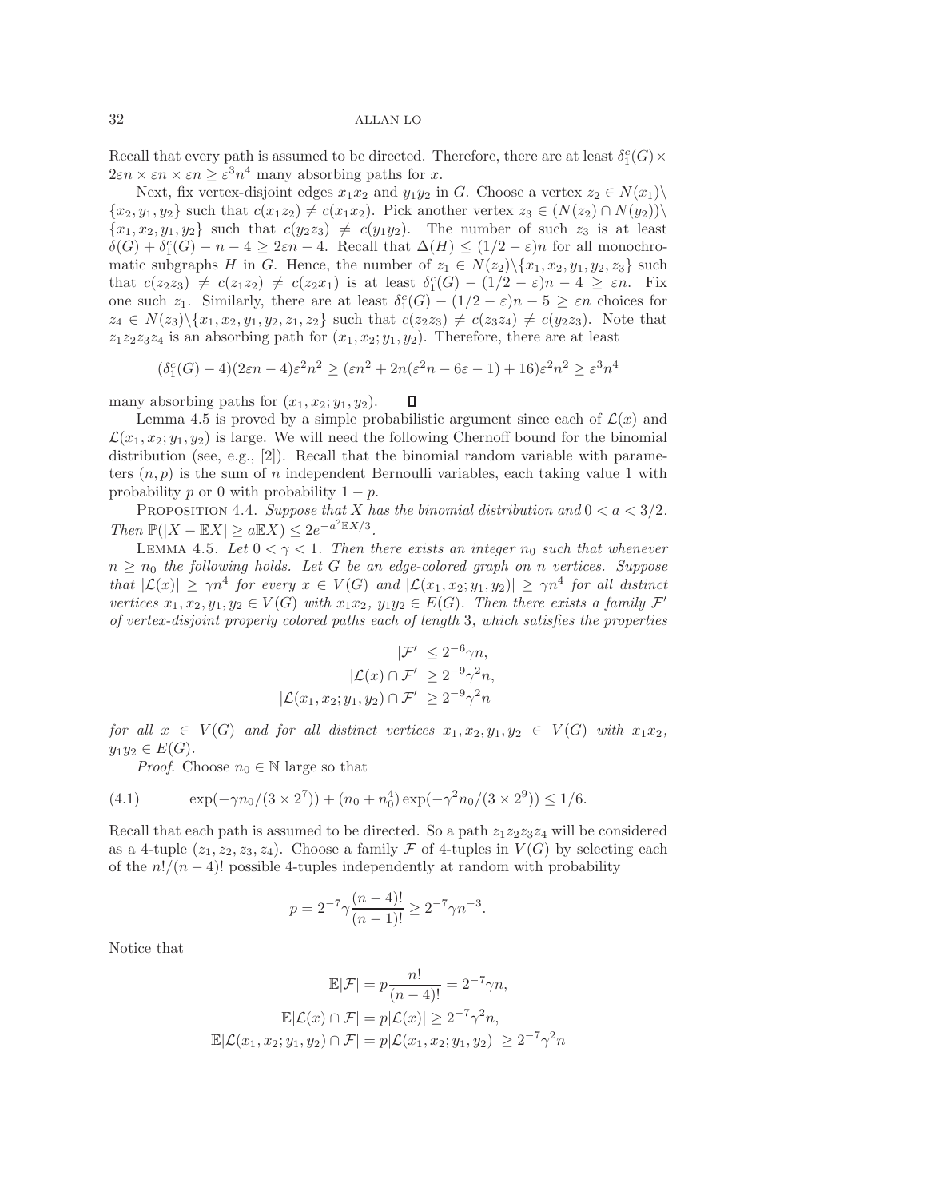Recall that every path is assumed to be directed. Therefore, there are at least $\delta_1^c(G) \times 2\varepsilon n \times \varepsilon n \times \varepsilon n \geq \varepsilon^3 n^4$ many absorbing paths for $x$.

Next, fix vertex-disjoint edges $x_1x_2$ and $y_1y_2$ in $G$. Choose a vertex $z_2 \in N(x_1) \backslash \{x_2, y_1, y_2\}$ such that $c(x_1z_2) \neq c(x_1x_2)$. Pick another vertex $z_3 \in (N(z_2) \cap N(y_2)) \backslash \{x_1, x_2, y_1, y_2\}$ such that $c(y_2z_3) \neq c(y_1y_2)$. The number of such $z_3$ is at least $\delta(G) + \delta_1^c(G) - n - 4 \geq 2\varepsilon n - 4$. Recall that $\Delta(H) \leq (1/2 - \varepsilon)n$ for all monochromatic subgraphs $H$ in $G$. Hence, the number of $z_1 \in N(z_2) \backslash \{x_1, x_2, y_1, y_2, z_3\}$ such that $c(z_2z_3) \neq c(z_1z_2) \neq c(z_2x_1)$ is at least $\delta_1^c(G) - (1/2 - \varepsilon)n - 4 \geq \varepsilon n$. Fix one such $z_1$. Similarly, there are at least $\delta_1^c(G) - (1/2 - \varepsilon)n - 5 \geq \varepsilon n$ choices for $z_4 \in N(z_3) \backslash \{x_1, x_2, y_1, y_2, z_1, z_2\}$ such that $c(z_2z_3) \neq c(z_3z_4) \neq c(y_2z_3)$. Note that $z_1z_2z_3z_4$ is an absorbing path for $(x_1, x_2; y_1, y_2)$. Therefore, there are at least

$$(\delta_1^c(G) - 4)(2\varepsilon n - 4)\varepsilon^2 n^2 \geq (\varepsilon n^2 + 2n(\varepsilon^2 n - 6\varepsilon - 1) + 16)\varepsilon^2 n^2 \geq \varepsilon^3 n^4$$

many absorbing paths for $(x_1, x_2; y_1, y_2)$. ∎

Lemma 4.5 is proved by a simple probabilistic argument since each of $\mathcal{L}(x)$ and $\mathcal{L}(x_1, x_2; y_1, y_2)$ is large. We will need the following Chernoff bound for the binomial distribution (see, e.g., [2]). Recall that the binomial random variable with parameters $(n, p)$ is the sum of $n$ independent Bernoulli variables, each taking value 1 with probability $p$ or 0 with probability $1 - p$.

Proposition 4.4. *Suppose that $X$ has the binomial distribution and $0 < a < 3/2$. Then $\mathbb{P}(|X - \mathbb{E}X| \geq a\mathbb{E}X) \leq 2e^{-a^2\mathbb{E}X/3}$.*

Lemma 4.5. *Let $0 < \gamma < 1$. Then there exists an integer $n_0$ such that whenever $n \geq n_0$ the following holds. Let $G$ be an edge-colored graph on $n$ vertices. Suppose that $|\mathcal{L}(x)| \geq \gamma n^4$ for every $x \in V(G)$ and $|\mathcal{L}(x_1, x_2; y_1, y_2)| \geq \gamma n^4$ for all distinct vertices $x_1, x_2, y_1, y_2 \in V(G)$ with $x_1x_2$, $y_1y_2 \in E(G)$. Then there exists a family $\mathcal{F}'$ of vertex-disjoint properly colored paths each of length 3, which satisfies the properties*

$$|\mathcal{F}'| \leq 2^{-6}\gamma n,$$
$$|\mathcal{L}(x) \cap \mathcal{F}'| \geq 2^{-9}\gamma^2 n,$$
$$|\mathcal{L}(x_1, x_2; y_1, y_2) \cap \mathcal{F}'| \geq 2^{-9}\gamma^2 n$$

*for all $x \in V(G)$ and for all distinct vertices $x_1, x_2, y_1, y_2 \in V(G)$ with $x_1x_2$, $y_1y_2 \in E(G)$.*

*Proof.* Choose $n_0 \in \mathbb{N}$ large so that

$$\exp(-\gamma n_0/(3 \times 2^7)) + (n_0 + n_0^4)\exp(-\gamma^2 n_0/(3 \times 2^9)) \leq 1/6. \tag{4.1}$$

Recall that each path is assumed to be directed. So a path $z_1z_2z_3z_4$ will be considered as a 4-tuple $(z_1, z_2, z_3, z_4)$. Choose a family $\mathcal{F}$ of 4-tuples in $V(G)$ by selecting each of the $n!/(n-4)!$ possible 4-tuples independently at random with probability

$$p = 2^{-7}\gamma\frac{(n-4)!}{(n-1)!} \geq 2^{-7}\gamma n^{-3}.$$

Notice that

$$\mathbb{E}|\mathcal{F}| = p\frac{n!}{(n-4)!} = 2^{-7}\gamma n,$$
$$\mathbb{E}|\mathcal{L}(x) \cap \mathcal{F}| = p|\mathcal{L}(x)| \geq 2^{-7}\gamma^2 n,$$
$$\mathbb{E}|\mathcal{L}(x_1, x_2; y_1, y_2) \cap \mathcal{F}| = p|\mathcal{L}(x_1, x_2; y_1, y_2)| \geq 2^{-7}\gamma^2 n$$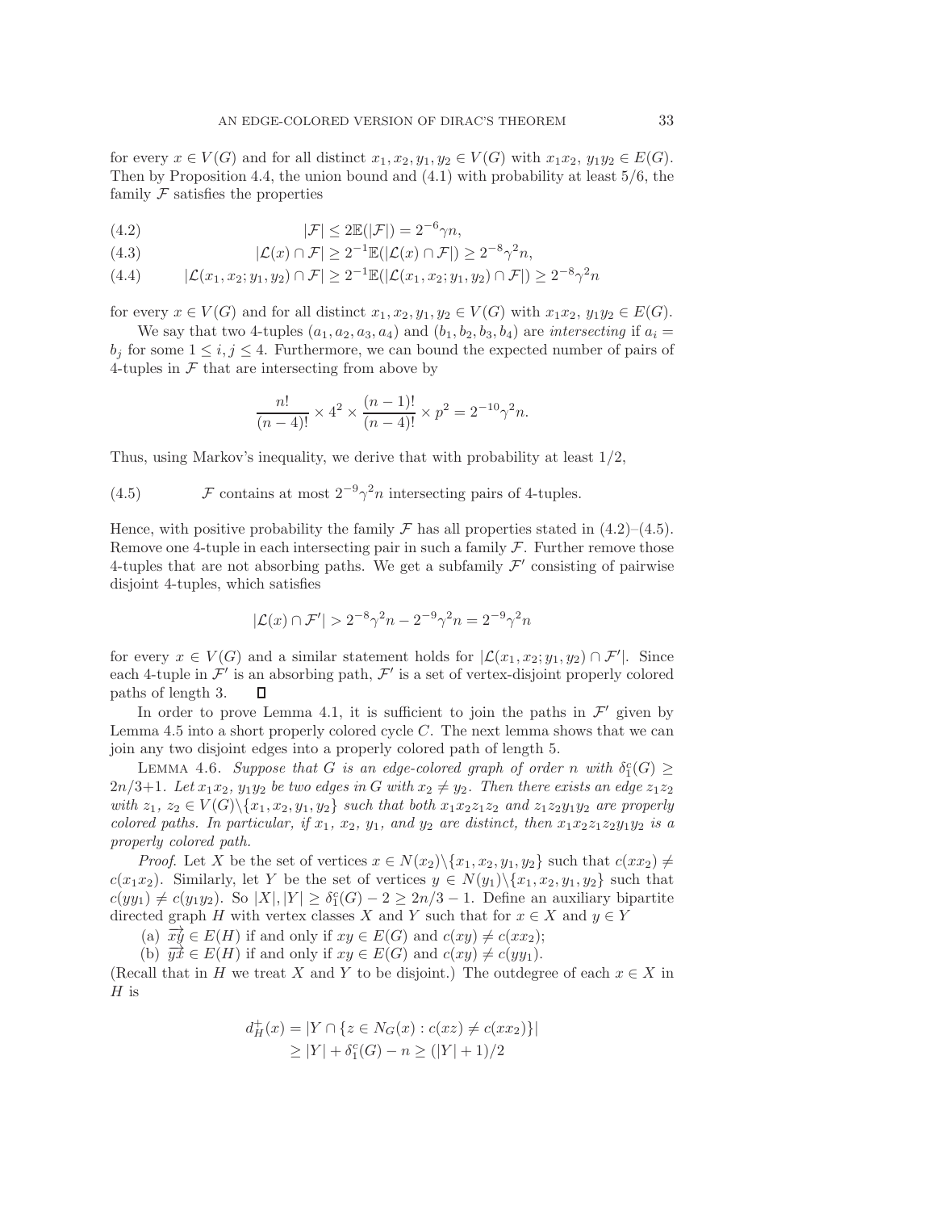for every $x \in V(G)$ and for all distinct $x_1, x_2, y_1, y_2 \in V(G)$ with $x_1x_2$, $y_1y_2 \in E(G)$. Then by Proposition 4.4, the union bound and (4.1) with probability at least 5/6, the family $\mathcal{F}$ satisfies the properties

$$|\mathcal{F}| \le 2\mathbb{E}(|\mathcal{F}|) = 2^{-6}\gamma n, \tag{4.2}$$

$$|\mathcal{L}(x) \cap \mathcal{F}| \ge 2^{-1}\mathbb{E}(|\mathcal{L}(x) \cap \mathcal{F}|) \ge 2^{-8}\gamma^2 n, \tag{4.3}$$

$$|\mathcal{L}(x_1, x_2; y_1, y_2) \cap \mathcal{F}| \ge 2^{-1}\mathbb{E}(|\mathcal{L}(x_1, x_2; y_1, y_2) \cap \mathcal{F}|) \ge 2^{-8}\gamma^2 n \tag{4.4}$$

for every $x \in V(G)$ and for all distinct $x_1, x_2, y_1, y_2 \in V(G)$ with $x_1x_2$, $y_1y_2 \in E(G)$.

We say that two 4-tuples $(a_1, a_2, a_3, a_4)$ and $(b_1, b_2, b_3, b_4)$ are *intersecting* if $a_i = b_j$ for some $1 \le i, j \le 4$. Furthermore, we can bound the expected number of pairs of 4-tuples in $\mathcal{F}$ that are intersecting from above by

$$\frac{n!}{(n-4)!} \times 4^2 \times \frac{(n-1)!}{(n-4)!} \times p^2 = 2^{-10}\gamma^2 n.$$

Thus, using Markov's inequality, we derive that with probability at least 1/2,

$$\mathcal{F} \text{ contains at most } 2^{-9}\gamma^2 n \text{ intersecting pairs of 4-tuples.} \tag{4.5}$$

Hence, with positive probability the family $\mathcal{F}$ has all properties stated in (4.2)–(4.5). Remove one 4-tuple in each intersecting pair in such a family $\mathcal{F}$. Further remove those 4-tuples that are not absorbing paths. We get a subfamily $\mathcal{F}'$ consisting of pairwise disjoint 4-tuples, which satisfies

$$|\mathcal{L}(x) \cap \mathcal{F}'| > 2^{-8}\gamma^2 n - 2^{-9}\gamma^2 n = 2^{-9}\gamma^2 n$$

for every $x \in V(G)$ and a similar statement holds for $|\mathcal{L}(x_1, x_2; y_1, y_2) \cap \mathcal{F}'|$. Since each 4-tuple in $\mathcal{F}'$ is an absorbing path, $\mathcal{F}'$ is a set of vertex-disjoint properly colored paths of length 3. $\square$

In order to prove Lemma 4.1, it is sufficient to join the paths in $\mathcal{F}'$ given by Lemma 4.5 into a short properly colored cycle $C$. The next lemma shows that we can join any two disjoint edges into a properly colored path of length 5.

Lemma 4.6. *Suppose that $G$ is an edge-colored graph of order $n$ with $\delta_1^c(G) \ge 2n/3+1$. Let $x_1x_2$, $y_1y_2$ be two edges in $G$ with $x_2 \ne y_2$. Then there exists an edge $z_1z_2$ with $z_1$, $z_2 \in V(G)\backslash\{x_1, x_2, y_1, y_2\}$ such that both $x_1x_2z_1z_2$ and $z_1z_2y_1y_2$ are properly colored paths. In particular, if $x_1$, $x_2$, $y_1$, and $y_2$ are distinct, then $x_1x_2z_1z_2y_1y_2$ is a properly colored path.*

*Proof.* Let $X$ be the set of vertices $x \in N(x_2)\backslash\{x_1, x_2, y_1, y_2\}$ such that $c(xx_2) \ne c(x_1x_2)$. Similarly, let $Y$ be the set of vertices $y \in N(y_1)\backslash\{x_1, x_2, y_1, y_2\}$ such that $c(yy_1) \ne c(y_1y_2)$. So $|X|, |Y| \ge \delta_1^c(G) - 2 \ge 2n/3 - 1$. Define an auxiliary bipartite directed graph $H$ with vertex classes $X$ and $Y$ such that for $x \in X$ and $y \in Y$

(a) $\overrightarrow{xy} \in E(H)$ if and only if $xy \in E(G)$ and $c(xy) \ne c(xx_2)$;

(b) $\overrightarrow{yx} \in E(H)$ if and only if $xy \in E(G)$ and $c(xy) \ne c(yy_1)$.

(Recall that in $H$ we treat $X$ and $Y$ to be disjoint.) The outdegree of each $x \in X$ in $H$ is

$$\begin{aligned} d_H^+(x) &= |Y \cap \{z \in N_G(x) : c(xz) \ne c(xx_2)\}| \\ &\ge |Y| + \delta_1^c(G) - n \ge (|Y| + 1)/2 \end{aligned}$$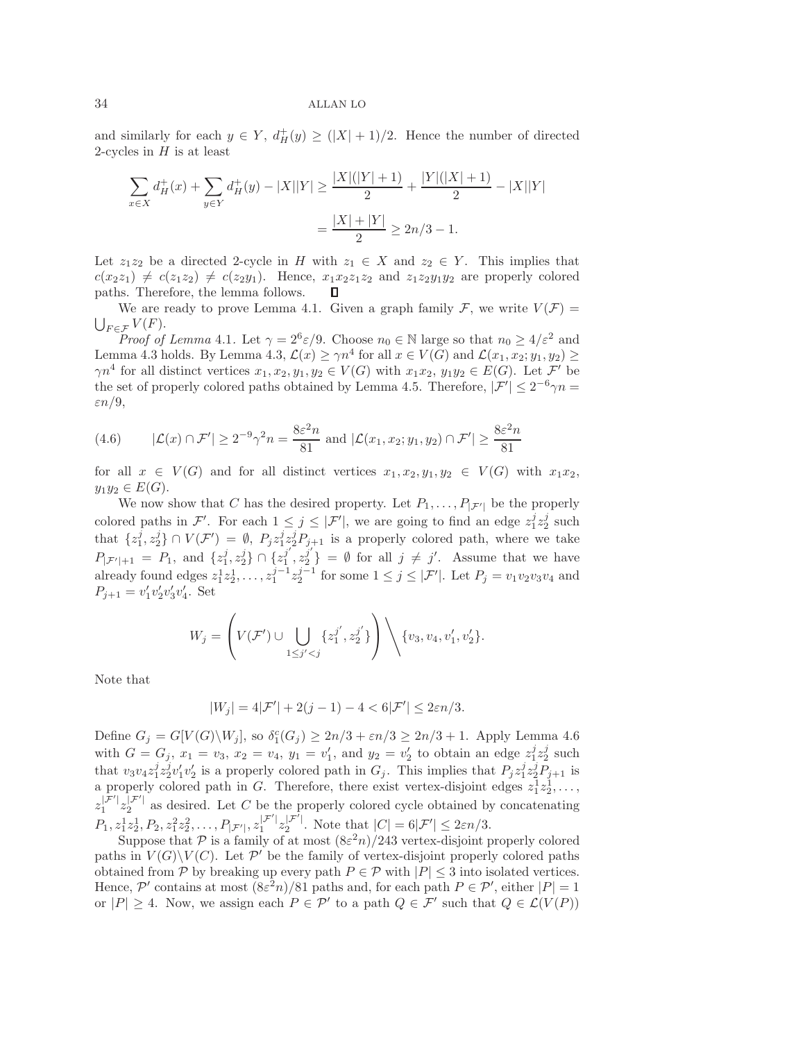and similarly for each $y \in Y$, $d^+_H(y) \geq (|X|+1)/2$. Hence the number of directed 2-cycles in $H$ is at least

$$\sum_{x \in X} d^+_H(x) + \sum_{y \in Y} d^+_H(y) - |X||Y| \geq \frac{|X|(|Y|+1)}{2} + \frac{|Y|(|X|+1)}{2} - |X||Y|$$
$$= \frac{|X|+|Y|}{2} \geq 2n/3 - 1.$$

Let $z_1 z_2$ be a directed 2-cycle in $H$ with $z_1 \in X$ and $z_2 \in Y$. This implies that $c(x_2 z_1) \neq c(z_1 z_2) \neq c(z_2 y_1)$. Hence, $x_1 x_2 z_1 z_2$ and $z_1 z_2 y_1 y_2$ are properly colored paths. Therefore, the lemma follows. $\square$

We are ready to prove Lemma 4.1. Given a graph family $\mathcal{F}$, we write $V(\mathcal{F}) = \bigcup_{F \in \mathcal{F}} V(F)$.

*Proof of Lemma* 4.1. Let $\gamma = 2^6 \varepsilon/9$. Choose $n_0 \in \mathbb{N}$ large so that $n_0 \geq 4/\varepsilon^2$ and Lemma 4.3 holds. By Lemma 4.3, $\mathcal{L}(x) \geq \gamma n^4$ for all $x \in V(G)$ and $\mathcal{L}(x_1, x_2; y_1, y_2) \geq \gamma n^4$ for all distinct vertices $x_1, x_2, y_1, y_2 \in V(G)$ with $x_1 x_2$, $y_1 y_2 \in E(G)$. Let $\mathcal{F}'$ be the set of properly colored paths obtained by Lemma 4.5. Therefore, $|\mathcal{F}'| \leq 2^{-6}\gamma n = \varepsilon n/9$,

$$|\mathcal{L}(x) \cap \mathcal{F}'| \geq 2^{-9}\gamma^2 n = \frac{8\varepsilon^2 n}{81} \text{ and } |\mathcal{L}(x_1, x_2; y_1, y_2) \cap \mathcal{F}'| \geq \frac{8\varepsilon^2 n}{81} \tag{4.6}$$

for all $x \in V(G)$ and for all distinct vertices $x_1, x_2, y_1, y_2 \in V(G)$ with $x_1 x_2$, $y_1 y_2 \in E(G)$.

We now show that $C$ has the desired property. Let $P_1, \ldots, P_{|\mathcal{F}'|}$ be the properly colored paths in $\mathcal{F}'$. For each $1 \leq j \leq |\mathcal{F}'|$, we are going to find an edge $z_1^j z_2^j$ such that $\{z_1^j, z_2^j\} \cap V(\mathcal{F}') = \emptyset$, $P_j z_1^j z_2^j P_{j+1}$ is a properly colored path, where we take $P_{|\mathcal{F}'|+1} = P_1$, and $\{z_1^j, z_2^j\} \cap \{z_1^{j'}, z_2^{j'}\} = \emptyset$ for all $j \neq j'$. Assume that we have already found edges $z_1^1 z_2^1, \ldots, z_1^{j-1} z_2^{j-1}$ for some $1 \leq j \leq |\mathcal{F}'|$. Let $P_j = v_1 v_2 v_3 v_4$ and $P_{j+1} = v'_1 v'_2 v'_3 v'_4$. Set

$$W_j = \left( V(\mathcal{F}') \cup \bigcup_{1 \leq j' < j} \{z_1^{j'}, z_2^{j'}\} \right) \Bigg\backslash \{v_3, v_4, v'_1, v'_2\}.$$

Note that

$$|W_j| = 4|\mathcal{F}'| + 2(j-1) - 4 < 6|\mathcal{F}'| \leq 2\varepsilon n/3.$$

Define $G_j = G[V(G) \backslash W_j]$, so $\delta_1^c(G_j) \geq 2n/3 + \varepsilon n/3 \geq 2n/3 + 1$. Apply Lemma 4.6 with $G = G_j$, $x_1 = v_3$, $x_2 = v_4$, $y_1 = v'_1$, and $y_2 = v'_2$ to obtain an edge $z_1^j z_2^j$ such that $v_3 v_4 z_1^j z_2^j v'_1 v'_2$ is a properly colored path in $G_j$. This implies that $P_j z_1^j z_2^j P_{j+1}$ is a properly colored path in $G$. Therefore, there exist vertex-disjoint edges $z_1^1 z_2^1, \ldots, z_1^{|\mathcal{F}'|} z_2^{|\mathcal{F}'|}$ as desired. Let $C$ be the properly colored cycle obtained by concatenating $P_1, z_1^1 z_2^1, P_2, z_1^2 z_2^2, \ldots, P_{|\mathcal{F}'|}, z_1^{|\mathcal{F}'|} z_2^{|\mathcal{F}'|}$. Note that $|C| = 6|\mathcal{F}'| \leq 2\varepsilon n/3$.

Suppose that $\mathcal{P}$ is a family of at most $(8\varepsilon^2 n)/243$ vertex-disjoint properly colored paths in $V(G) \backslash V(C)$. Let $\mathcal{P}'$ be the family of vertex-disjoint properly colored paths obtained from $\mathcal{P}$ by breaking up every path $P \in \mathcal{P}$ with $|P| \leq 3$ into isolated vertices. Hence, $\mathcal{P}'$ contains at most $(8\varepsilon^2 n)/81$ paths and, for each path $P \in \mathcal{P}'$, either $|P| = 1$ or $|P| \geq 4$. Now, we assign each $P \in \mathcal{P}'$ to a path $Q \in \mathcal{F}'$ such that $Q \in \mathcal{L}(V(P))$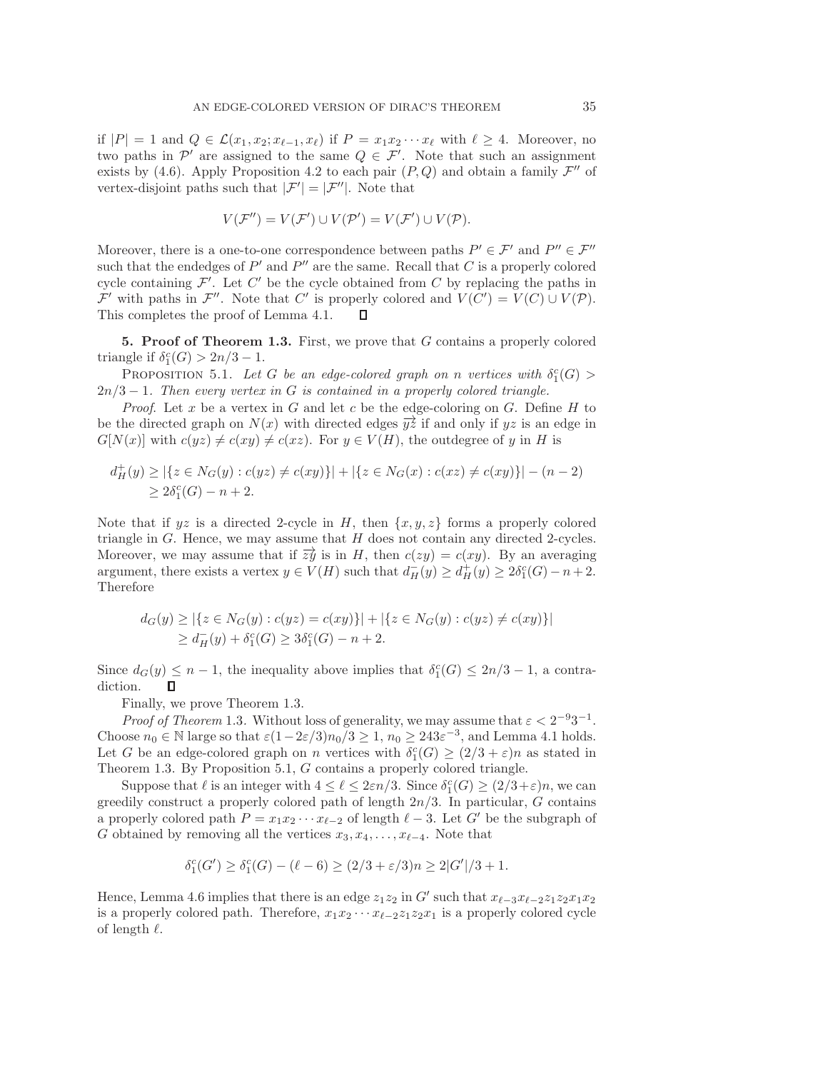if $|P| = 1$ and $Q \in \mathcal{L}(x_1, x_2; x_{\ell-1}, x_\ell)$ if $P = x_1 x_2 \cdots x_\ell$ with $\ell \geq 4$. Moreover, no two paths in $\mathcal{P}'$ are assigned to the same $Q \in \mathcal{F}'$. Note that such an assignment exists by (4.6). Apply Proposition 4.2 to each pair $(P, Q)$ and obtain a family $\mathcal{F}''$ of vertex-disjoint paths such that $|\mathcal{F}'| = |\mathcal{F}''|$. Note that

$$V(\mathcal{F}'') = V(\mathcal{F}') \cup V(\mathcal{P}') = V(\mathcal{F}') \cup V(\mathcal{P}).$$

Moreover, there is a one-to-one correspondence between paths $P' \in \mathcal{F}'$ and $P'' \in \mathcal{F}''$ such that the endedges of $P'$ and $P''$ are the same. Recall that $C$ is a properly colored cycle containing $\mathcal{F}'$. Let $C'$ be the cycle obtained from $C$ by replacing the paths in $\mathcal{F}'$ with paths in $\mathcal{F}''$. Note that $C'$ is properly colored and $V(C') = V(C) \cup V(\mathcal{P})$. This completes the proof of Lemma 4.1. $\square$

**5. Proof of Theorem 1.3.** First, we prove that $G$ contains a properly colored triangle if $\delta_1^c(G) > 2n/3 - 1$.

Proposition 5.1. *Let $G$ be an edge-colored graph on $n$ vertices with $\delta_1^c(G) > 2n/3 - 1$. Then every vertex in $G$ is contained in a properly colored triangle.*

*Proof.* Let $x$ be a vertex in $G$ and let $c$ be the edge-coloring on $G$. Define $H$ to be the directed graph on $N(x)$ with directed edges $\overrightarrow{yz}$ if and only if $yz$ is an edge in $G[N(x)]$ with $c(yz) \neq c(xy) \neq c(xz)$. For $y \in V(H)$, the outdegree of $y$ in $H$ is

$$\begin{aligned} d_H^+(y) &\geq |\{z \in N_G(y) : c(yz) \neq c(xy)\}| + |\{z \in N_G(x) : c(xz) \neq c(xy)\}| - (n-2) \\ &\geq 2\delta_1^c(G) - n + 2. \end{aligned}$$

Note that if $yz$ is a directed 2-cycle in $H$, then $\{x, y, z\}$ forms a properly colored triangle in $G$. Hence, we may assume that $H$ does not contain any directed 2-cycles. Moreover, we may assume that if $\overrightarrow{zy}$ is in $H$, then $c(zy) = c(xy)$. By an averaging argument, there exists a vertex $y \in V(H)$ such that $d_H^-(y) \geq d_H^+(y) \geq 2\delta_1^c(G) - n + 2$. Therefore

$$\begin{aligned} d_G(y) &\geq |\{z \in N_G(y) : c(yz) = c(xy)\}| + |\{z \in N_G(y) : c(yz) \neq c(xy)\}| \\ &\geq d_H^-(y) + \delta_1^c(G) \geq 3\delta_1^c(G) - n + 2. \end{aligned}$$

Since $d_G(y) \leq n - 1$, the inequality above implies that $\delta_1^c(G) \leq 2n/3 - 1$, a contradiction. $\square$

Finally, we prove Theorem 1.3.

*Proof of Theorem* 1.3. Without loss of generality, we may assume that $\varepsilon < 2^{-9}3^{-1}$. Choose $n_0 \in \mathbb{N}$ large so that $\varepsilon(1 - 2\varepsilon/3)n_0/3 \geq 1$, $n_0 \geq 243\varepsilon^{-3}$, and Lemma 4.1 holds. Let $G$ be an edge-colored graph on $n$ vertices with $\delta_1^c(G) \geq (2/3 + \varepsilon)n$ as stated in Theorem 1.3. By Proposition 5.1, $G$ contains a properly colored triangle.

Suppose that $\ell$ is an integer with $4 \leq \ell \leq 2\varepsilon n/3$. Since $\delta_1^c(G) \geq (2/3 + \varepsilon)n$, we can greedily construct a properly colored path of length $2n/3$. In particular, $G$ contains a properly colored path $P = x_1 x_2 \cdots x_{\ell-2}$ of length $\ell - 3$. Let $G'$ be the subgraph of $G$ obtained by removing all the vertices $x_3, x_4, \ldots, x_{\ell-4}$. Note that

$$\delta_1^c(G') \geq \delta_1^c(G) - (\ell - 6) \geq (2/3 + \varepsilon/3)n \geq 2|G'|/3 + 1.$$

Hence, Lemma 4.6 implies that there is an edge $z_1 z_2$ in $G'$ such that $x_{\ell-3} x_{\ell-2} z_1 z_2 x_1 x_2$ is a properly colored path. Therefore, $x_1 x_2 \cdots x_{\ell-2} z_1 z_2 x_1$ is a properly colored cycle of length $\ell$.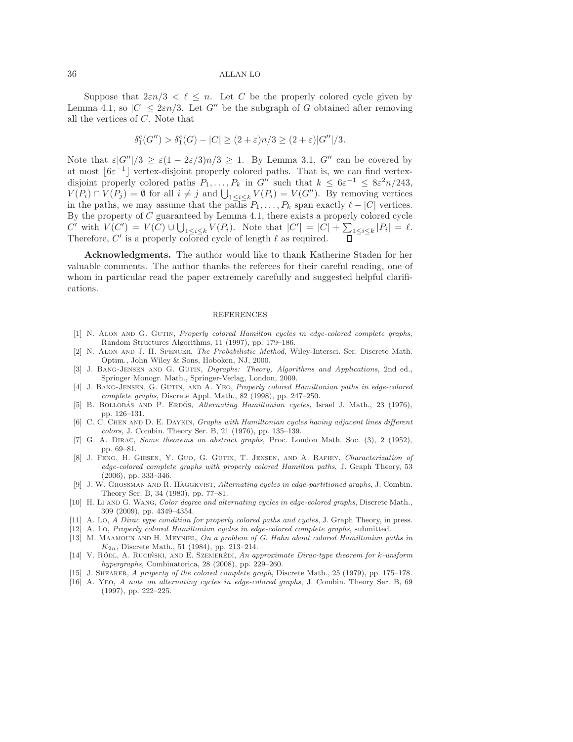Suppose that $2\varepsilon n/3 < \ell \leq n$. Let $C$ be the properly colored cycle given by Lemma 4.1, so $|C| \leq 2\varepsilon n/3$. Let $G''$ be the subgraph of $G$ obtained after removing all the vertices of $C$. Note that

$$\delta_1^c(G'') > \delta_1^c(G) - |C| \geq (2+\varepsilon)n/3 \geq (2+\varepsilon)|G''|/3.$$

Note that $\varepsilon|G''|/3 \geq \varepsilon(1-2\varepsilon/3)n/3 \geq 1$. By Lemma 3.1, $G''$ can be covered by at most $\lfloor 6\varepsilon^{-1} \rfloor$ vertex-disjoint properly colored paths. That is, we can find vertex-disjoint properly colored paths $P_1, \ldots, P_k$ in $G''$ such that $k \leq 6\varepsilon^{-1} \leq 8\varepsilon^2 n/243$, $V(P_i) \cap V(P_j) = \emptyset$ for all $i \neq j$ and $\bigcup_{1 \leq i \leq k} V(P_i) = V(G'')$. By removing vertices in the paths, we may assume that the paths $P_1, \ldots, P_k$ span exactly $\ell - |C|$ vertices. By the property of $C$ guaranteed by Lemma 4.1, there exists a properly colored cycle $C'$ with $V(C') = V(C) \cup \bigcup_{1 \leq i \leq k} V(P_i)$. Note that $|C'| = |C| + \sum_{1 \leq i \leq k} |P_i| = \ell$. Therefore, $C'$ is a properly colored cycle of length $\ell$ as required. ∎

**Acknowledgments.** The author would like to thank Katherine Staden for her valuable comments. The author thanks the referees for their careful reading, one of whom in particular read the paper extremely carefully and suggested helpful clarifications.

## REFERENCES

[1] N. Alon and G. Gutin, *Properly colored Hamilton cycles in edge-colored complete graphs*, Random Structures Algorithms, 11 (1997), pp. 179–186.

[2] N. Alon and J. H. Spencer, *The Probabilistic Method*, Wiley-Intersci. Ser. Discrete Math. Optim., John Wiley & Sons, Hoboken, NJ, 2000.

[3] J. Bang-Jensen and G. Gutin, *Digraphs: Theory, Algorithms and Applications*, 2nd ed., Springer Monogr. Math., Springer-Verlag, London, 2009.

[4] J. Bang-Jensen, G. Gutin, and A. Yeo, *Properly colored Hamiltonian paths in edge-colored complete graphs*, Discrete Appl. Math., 82 (1998), pp. 247–250.

[5] B. Bollobás and P. Erdős, *Alternating Hamiltonian cycles*, Israel J. Math., 23 (1976), pp. 126–131.

[6] C. C. Chen and D. E. Daykin, *Graphs with Hamiltonian cycles having adjacent lines different colors*, J. Combin. Theory Ser. B, 21 (1976), pp. 135–139.

[7] G. A. Dirac, *Some theorems on abstract graphs*, Proc. London Math. Soc. (3), 2 (1952), pp. 69–81.

[8] J. Feng, H. Giesen, Y. Guo, G. Gutin, T. Jensen, and A. Rafiey, *Characterization of edge-colored complete graphs with properly colored Hamilton paths*, J. Graph Theory, 53 (2006), pp. 333–346.

[9] J. W. Grossman and R. Häggkvist, *Alternating cycles in edge-partitioned graphs*, J. Combin. Theory Ser. B, 34 (1983), pp. 77–81.

[10] H. Li and G. Wang, *Color degree and alternating cycles in edge-colored graphs*, Discrete Math., 309 (2009), pp. 4349–4354.

[11] A. Lo, *A Dirac type condition for properly colored paths and cycles*, J. Graph Theory, in press.

[12] A. Lo, *Properly colored Hamiltonian cycles in edge-colored complete graphs*, submitted.

[13] M. Maamoun and H. Meyniel, *On a problem of G. Hahn about colored Hamiltonian paths in* $K_{2n}$, Discrete Math., 51 (1984), pp. 213–214.

[14] V. Rödl, A. Ruciński, and E. Szemerédi, *An approximate Dirac-type theorem for k-uniform hypergraphs*, Combinatorica, 28 (2008), pp. 229–260.

[15] J. Shearer, *A property of the colored complete graph*, Discrete Math., 25 (1979), pp. 175–178.

[16] A. Yeo, *A note on alternating cycles in edge-colored graphs*, J. Combin. Theory Ser. B, 69 (1997), pp. 222–225.